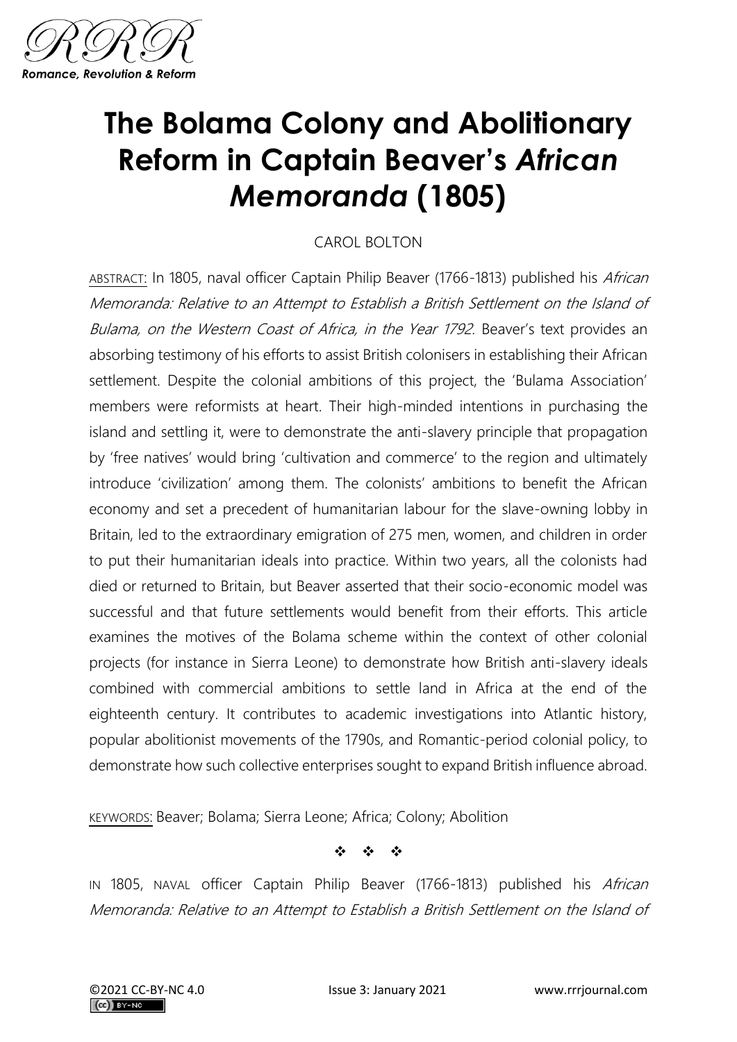# The Bolama Colony and Abolitionary Reform in Captain Beaver's *African Memoranda* (1805)

CAROL BOLTON

ABSTRACT: In 1805, naval officer Captain Philip Beaver (1766-1813) published his *African Memoranda: Relative to an Attempt to Establish a British Settlement on the Island of Bulama, on the Western Coast of Africa, in the Year 1792.* Beaver's text provides an absorbing testimony of his efforts to assist British colonisers in establishing their African settlement. Despite the colonial ambitions of this project, the 'Bulama Association' members were reformists at heart. Their high-minded intentions in purchasing the island and settling it, were to demonstrate the anti-slavery principle that propagation by 'free natives' would bring 'cultivation and commerce' to the region and ultimately introduce 'civilization' among them. The colonists' ambitions to benefit the African economy and set a precedent of humanitarian labour for the slave-owning lobby in Britain, led to the extraordinary emigration of 275 men, women, and children in order to put their humanitarian ideals into practice. Within two years, all the colonists had died or returned to Britain, but Beaver asserted that their socio-economic model was successful and that future settlements would benefit from their efforts. This article examines the motives of the Bolama scheme within the context of other colonial projects (for instance in Sierra Leone) to demonstrate how British anti-slavery ideals combined with commercial ambitions to settle land in Africa at the end of the eighteenth century. It contributes to academic investigations into Atlantic history, popular abolitionist movements of the 1790s, and Romantic-period colonial policy, to demonstrate how such collective enterprises sought to expand British influence abroad.

KEYWORDS: Beaver; Bolama; Sierra Leone; Africa; Colony; Abolition

❖ ❖ ❖

IN 1805, NAVAL officer Captain Philip Beaver (1766-1813) published his *African Memoranda: Relative to an Attempt to Establish a British Settlement on the Island of*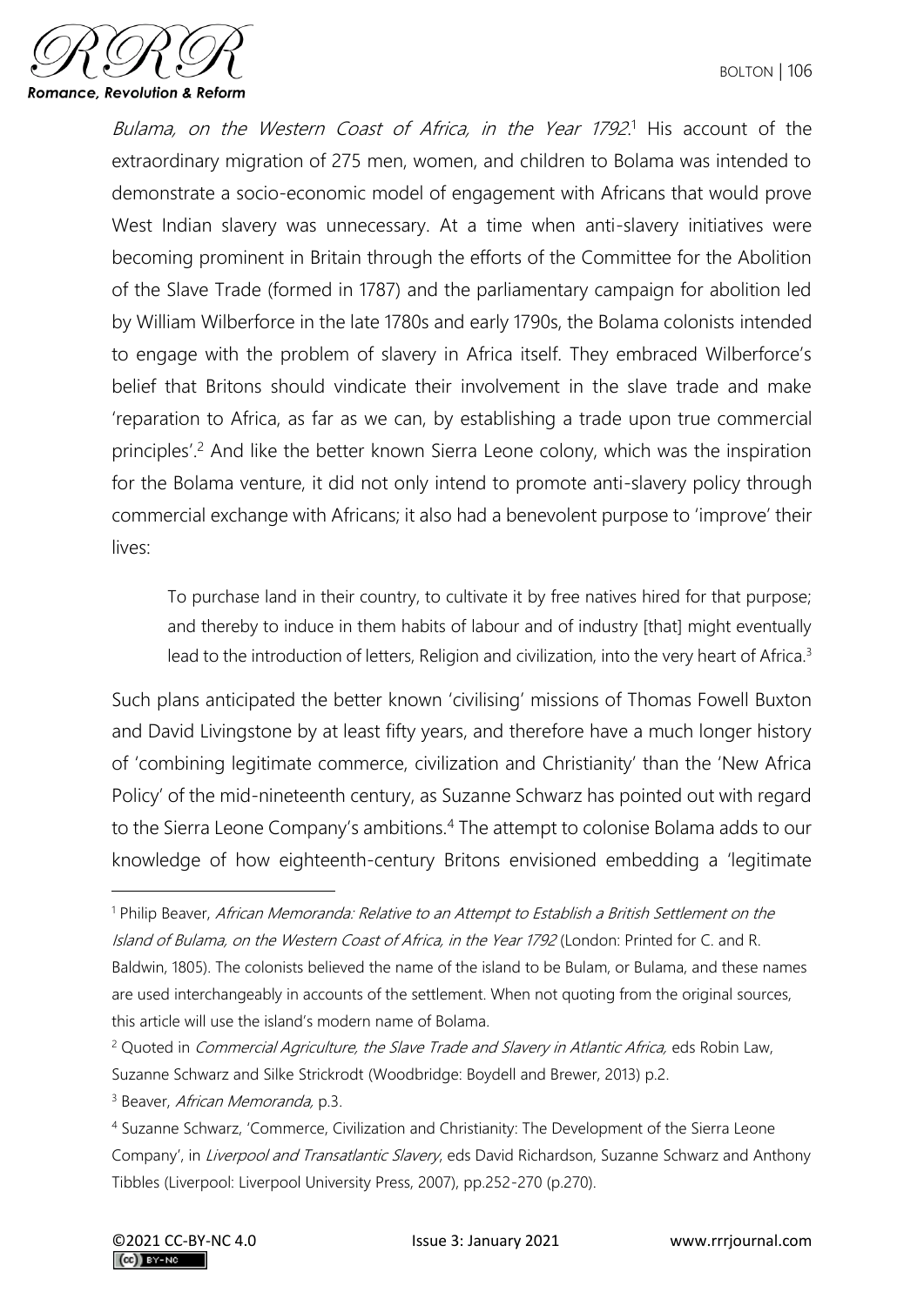*Bulama, on the Western Coast of Africa, in the Year 1792*.[1] His account of the extraordinary migration of 275 men, women, and children to Bolama was intended to demonstrate a socio-economic model of engagement with Africans that would prove West Indian slavery was unnecessary. At a time when anti-slavery initiatives were becoming prominent in Britain through the efforts of the Committee for the Abolition of the Slave Trade (formed in 1787) and the parliamentary campaign for abolition led by William Wilberforce in the late 1780s and early 1790s, the Bolama colonists intended to engage with the problem of slavery in Africa itself. They embraced Wilberforce's belief that Britons should vindicate their involvement in the slave trade and make 'reparation to Africa, as far as we can, by establishing a trade upon true commercial principles'.[2] And like the better known Sierra Leone colony, which was the inspiration for the Bolama venture, it did not only intend to promote anti-slavery policy through commercial exchange with Africans; it also had a benevolent purpose to 'improve' their lives:

> To purchase land in their country, to cultivate it by free natives hired for that purpose; and thereby to induce in them habits of labour and of industry [that] might eventually lead to the introduction of letters, Religion and civilization, into the very heart of Africa.[3]

Such plans anticipated the better known 'civilising' missions of Thomas Fowell Buxton and David Livingstone by at least fifty years, and therefore have a much longer history of 'combining legitimate commerce, civilization and Christianity' than the 'New Africa Policy' of the mid-nineteenth century, as Suzanne Schwarz has pointed out with regard to the Sierra Leone Company's ambitions.[4] The attempt to colonise Bolama adds to our knowledge of how eighteenth-century Britons envisioned embedding a 'legitimate

---

[1] Philip Beaver, *African Memoranda: Relative to an Attempt to Establish a British Settlement on the Island of Bulama, on the Western Coast of Africa, in the Year 1792* (London: Printed for C. and R. Baldwin, 1805). The colonists believed the name of the island to be Bulam, or Bulama, and these names are used interchangeably in accounts of the settlement. When not quoting from the original sources, this article will use the island's modern name of Bolama.

[2] Quoted in *Commercial Agriculture, the Slave Trade and Slavery in Atlantic Africa,* eds Robin Law, Suzanne Schwarz and Silke Strickrodt (Woodbridge: Boydell and Brewer, 2013) p.2.

[3] Beaver, *African Memoranda,* p.3.

[4] Suzanne Schwarz, 'Commerce, Civilization and Christianity: The Development of the Sierra Leone Company', in *Liverpool and Transatlantic Slavery*, eds David Richardson, Suzanne Schwarz and Anthony Tibbles (Liverpool: Liverpool University Press, 2007), pp.252-270 (p.270).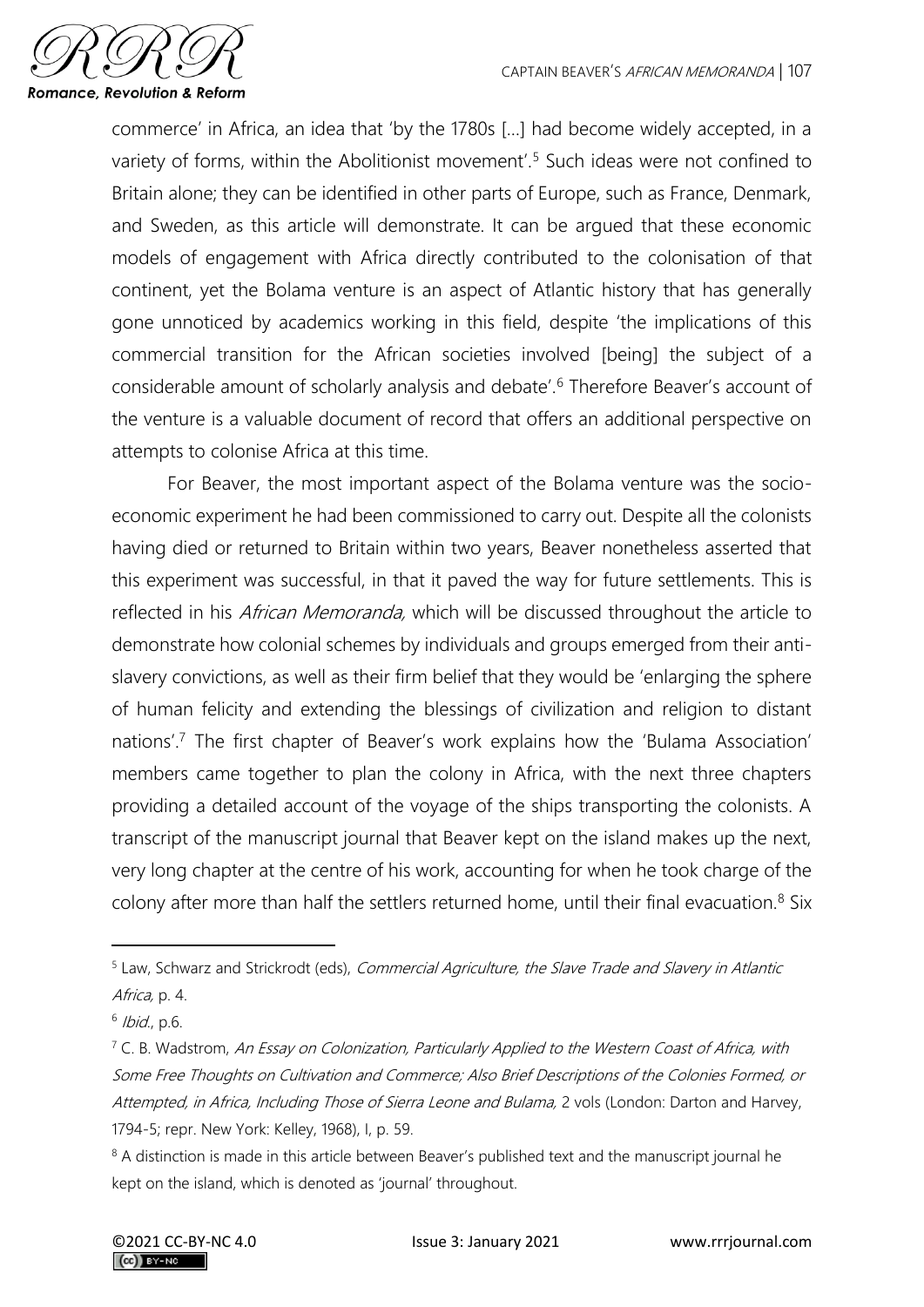commerce' in Africa, an idea that 'by the 1780s [...] had become widely accepted, in a variety of forms, within the Abolitionist movement'.[5] Such ideas were not confined to Britain alone; they can be identified in other parts of Europe, such as France, Denmark, and Sweden, as this article will demonstrate. It can be argued that these economic models of engagement with Africa directly contributed to the colonisation of that continent, yet the Bolama venture is an aspect of Atlantic history that has generally gone unnoticed by academics working in this field, despite 'the implications of this commercial transition for the African societies involved [being] the subject of a considerable amount of scholarly analysis and debate'.[6] Therefore Beaver's account of the venture is a valuable document of record that offers an additional perspective on attempts to colonise Africa at this time.

For Beaver, the most important aspect of the Bolama venture was the socio-economic experiment he had been commissioned to carry out. Despite all the colonists having died or returned to Britain within two years, Beaver nonetheless asserted that this experiment was successful, in that it paved the way for future settlements. This is reflected in his *African Memoranda,* which will be discussed throughout the article to demonstrate how colonial schemes by individuals and groups emerged from their anti-slavery convictions, as well as their firm belief that they would be 'enlarging the sphere of human felicity and extending the blessings of civilization and religion to distant nations'.[7] The first chapter of Beaver's work explains how the 'Bulama Association' members came together to plan the colony in Africa, with the next three chapters providing a detailed account of the voyage of the ships transporting the colonists. A transcript of the manuscript journal that Beaver kept on the island makes up the next, very long chapter at the centre of his work, accounting for when he took charge of the colony after more than half the settlers returned home, until their final evacuation.[8] Six

---

[5] Law, Schwarz and Strickrodt (eds), *Commercial Agriculture, the Slave Trade and Slavery in Atlantic Africa,* p. 4.

[6] *Ibid*., p.6.

[7] C. B. Wadstrom, *An Essay on Colonization, Particularly Applied to the Western Coast of Africa, with Some Free Thoughts on Cultivation and Commerce; Also Brief Descriptions of the Colonies Formed, or Attempted, in Africa, Including Those of Sierra Leone and Bulama,* 2 vols (London: Darton and Harvey, 1794-5; repr. New York: Kelley, 1968), I, p. 59.

[8] A distinction is made in this article between Beaver's published text and the manuscript journal he kept on the island, which is denoted as 'journal' throughout.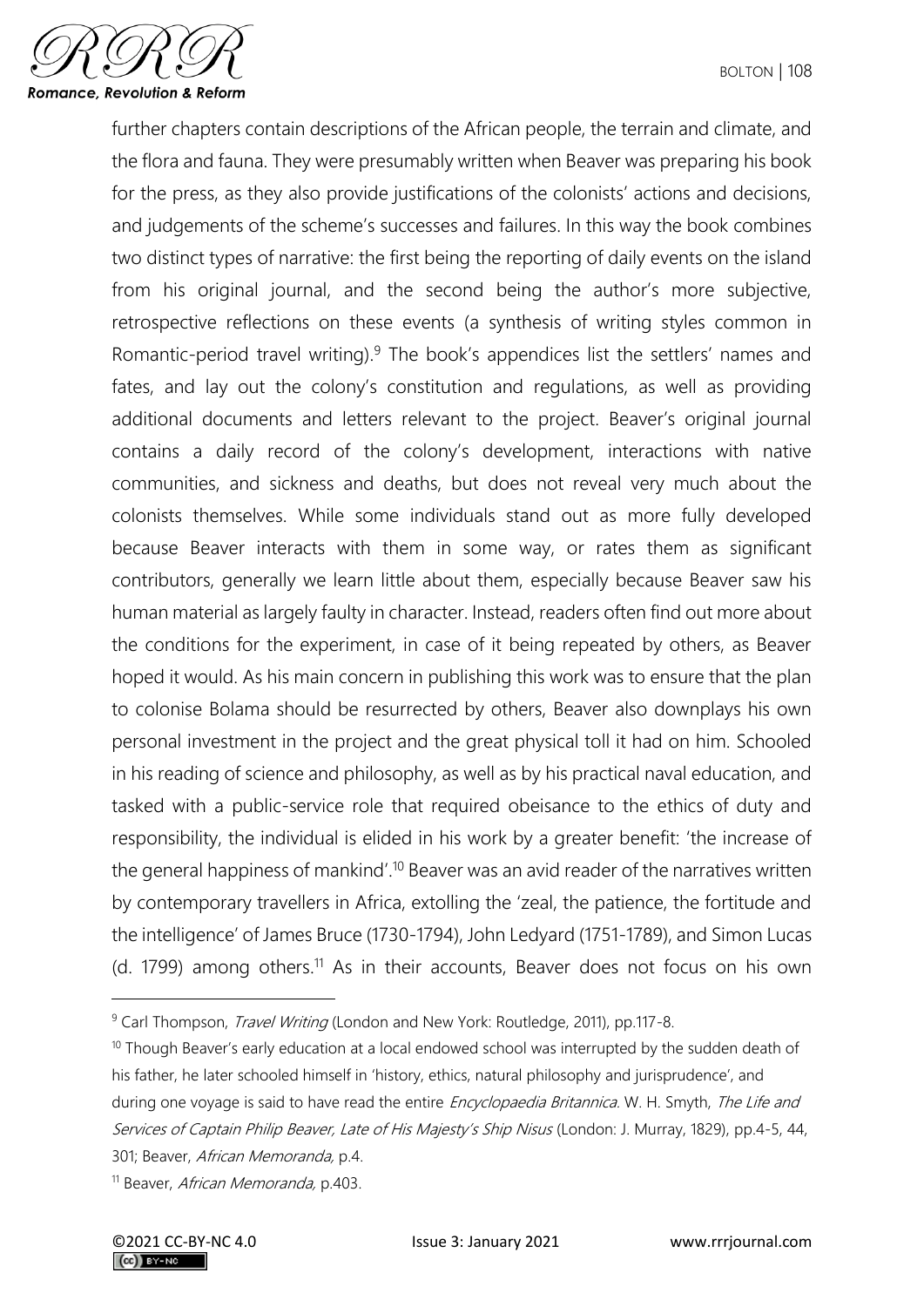further chapters contain descriptions of the African people, the terrain and climate, and the flora and fauna. They were presumably written when Beaver was preparing his book for the press, as they also provide justifications of the colonists' actions and decisions, and judgements of the scheme's successes and failures. In this way the book combines two distinct types of narrative: the first being the reporting of daily events on the island from his original journal, and the second being the author's more subjective, retrospective reflections on these events (a synthesis of writing styles common in Romantic-period travel writing).[9] The book's appendices list the settlers' names and fates, and lay out the colony's constitution and regulations, as well as providing additional documents and letters relevant to the project. Beaver's original journal contains a daily record of the colony's development, interactions with native communities, and sickness and deaths, but does not reveal very much about the colonists themselves. While some individuals stand out as more fully developed because Beaver interacts with them in some way, or rates them as significant contributors, generally we learn little about them, especially because Beaver saw his human material as largely faulty in character. Instead, readers often find out more about the conditions for the experiment, in case of it being repeated by others, as Beaver hoped it would. As his main concern in publishing this work was to ensure that the plan to colonise Bolama should be resurrected by others, Beaver also downplays his own personal investment in the project and the great physical toll it had on him. Schooled in his reading of science and philosophy, as well as by his practical naval education, and tasked with a public-service role that required obeisance to the ethics of duty and responsibility, the individual is elided in his work by a greater benefit: 'the increase of the general happiness of mankind'.[10] Beaver was an avid reader of the narratives written by contemporary travellers in Africa, extolling the 'zeal, the patience, the fortitude and the intelligence' of James Bruce (1730-1794), John Ledyard (1751-1789), and Simon Lucas (d. 1799) among others.[11] As in their accounts, Beaver does not focus on his own

---

[9] Carl Thompson, *Travel Writing* (London and New York: Routledge, 2011), pp.117-8.

[10] Though Beaver's early education at a local endowed school was interrupted by the sudden death of his father, he later schooled himself in 'history, ethics, natural philosophy and jurisprudence', and during one voyage is said to have read the entire *Encyclopaedia Britannica.* W. H. Smyth, *The Life and Services of Captain Philip Beaver, Late of His Majesty's Ship Nisus* (London: J. Murray, 1829), pp.4-5, 44, 301; Beaver, *African Memoranda,* p.4.

[11] Beaver, *African Memoranda,* p.403.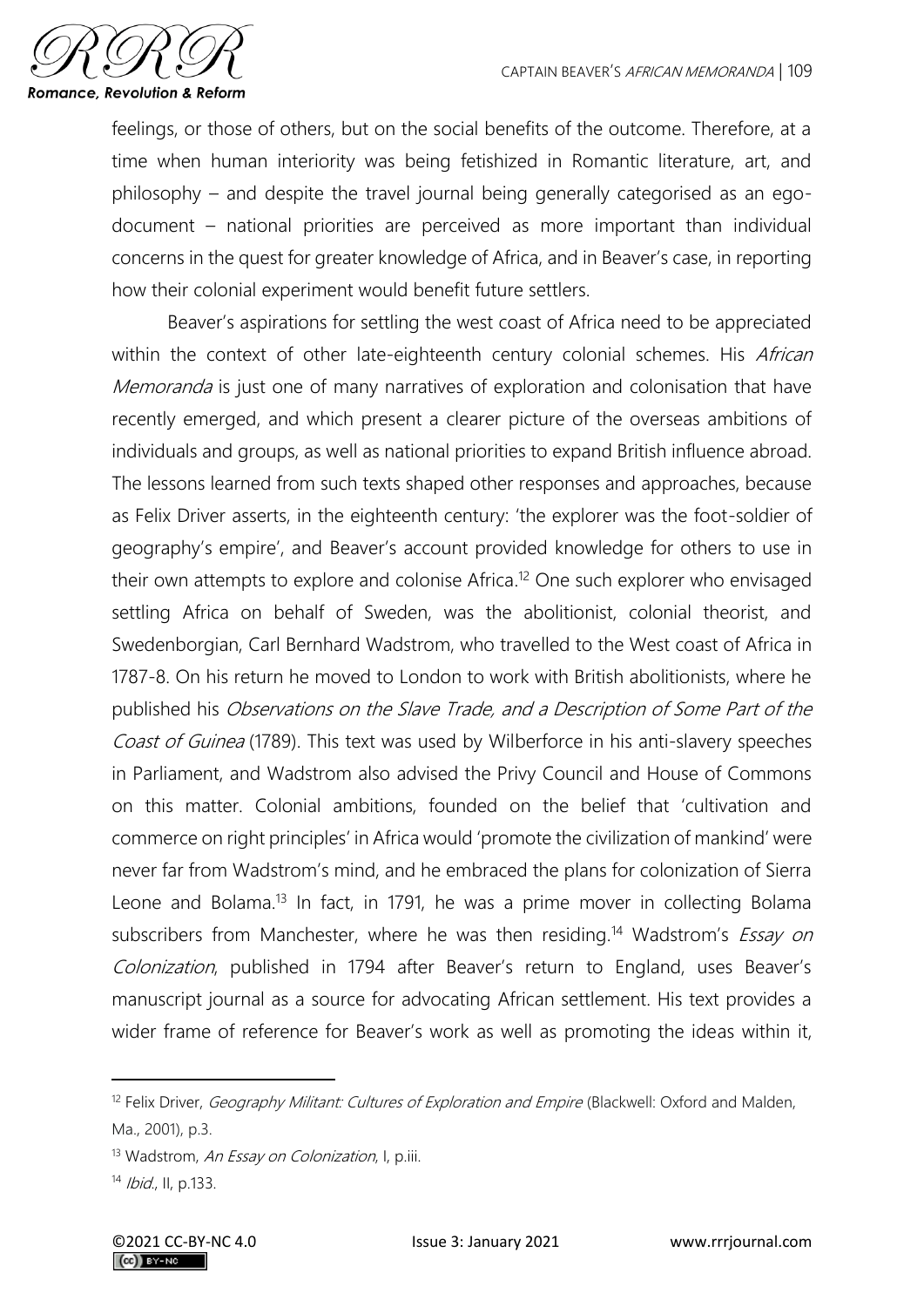feelings, or those of others, but on the social benefits of the outcome. Therefore, at a time when human interiority was being fetishized in Romantic literature, art, and philosophy – and despite the travel journal being generally categorised as an ego-document – national priorities are perceived as more important than individual concerns in the quest for greater knowledge of Africa, and in Beaver's case, in reporting how their colonial experiment would benefit future settlers.

Beaver's aspirations for settling the west coast of Africa need to be appreciated within the context of other late-eighteenth century colonial schemes. His *African Memoranda* is just one of many narratives of exploration and colonisation that have recently emerged, and which present a clearer picture of the overseas ambitions of individuals and groups, as well as national priorities to expand British influence abroad. The lessons learned from such texts shaped other responses and approaches, because as Felix Driver asserts, in the eighteenth century: 'the explorer was the foot-soldier of geography's empire', and Beaver's account provided knowledge for others to use in their own attempts to explore and colonise Africa.[12] One such explorer who envisaged settling Africa on behalf of Sweden, was the abolitionist, colonial theorist, and Swedenborgian, Carl Bernhard Wadstrom, who travelled to the West coast of Africa in 1787-8. On his return he moved to London to work with British abolitionists, where he published his *Observations on the Slave Trade, and a Description of Some Part of the Coast of Guinea* (1789). This text was used by Wilberforce in his anti-slavery speeches in Parliament, and Wadstrom also advised the Privy Council and House of Commons on this matter. Colonial ambitions, founded on the belief that 'cultivation and commerce on right principles' in Africa would 'promote the civilization of mankind' were never far from Wadstrom's mind, and he embraced the plans for colonization of Sierra Leone and Bolama.[13] In fact, in 1791, he was a prime mover in collecting Bolama subscribers from Manchester, where he was then residing.[14] Wadstrom's *Essay on Colonization*, published in 1794 after Beaver's return to England, uses Beaver's manuscript journal as a source for advocating African settlement. His text provides a wider frame of reference for Beaver's work as well as promoting the ideas within it,

---

[12] Felix Driver, *Geography Militant: Cultures of Exploration and Empire* (Blackwell: Oxford and Malden, Ma., 2001), p.3.

[13] Wadstrom, *An Essay on Colonization*, I, p.iii.

[14] *Ibid.*, II, p.133.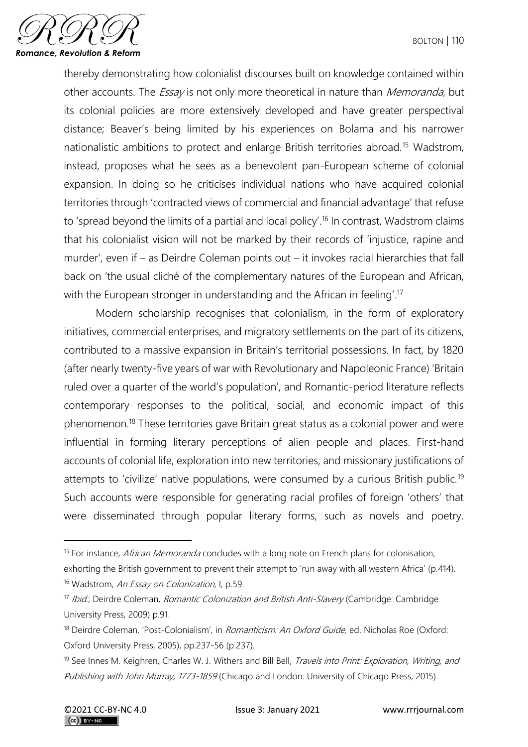thereby demonstrating how colonialist discourses built on knowledge contained within other accounts. The *Essay* is not only more theoretical in nature than *Memoranda,* but its colonial policies are more extensively developed and have greater perspectival distance; Beaver's being limited by his experiences on Bolama and his narrower nationalistic ambitions to protect and enlarge British territories abroad.[15] Wadstrom, instead, proposes what he sees as a benevolent pan-European scheme of colonial expansion. In doing so he criticises individual nations who have acquired colonial territories through 'contracted views of commercial and financial advantage' that refuse to 'spread beyond the limits of a partial and local policy'.[16] In contrast, Wadstrom claims that his colonialist vision will not be marked by their records of 'injustice, rapine and murder', even if – as Deirdre Coleman points out – it invokes racial hierarchies that fall back on 'the usual cliché of the complementary natures of the European and African, with the European stronger in understanding and the African in feeling'.[17]

Modern scholarship recognises that colonialism, in the form of exploratory initiatives, commercial enterprises, and migratory settlements on the part of its citizens, contributed to a massive expansion in Britain's territorial possessions. In fact, by 1820 (after nearly twenty-five years of war with Revolutionary and Napoleonic France) 'Britain ruled over a quarter of the world's population', and Romantic-period literature reflects contemporary responses to the political, social, and economic impact of this phenomenon.[18] These territories gave Britain great status as a colonial power and were influential in forming literary perceptions of alien people and places. First-hand accounts of colonial life, exploration into new territories, and missionary justifications of attempts to 'civilize' native populations, were consumed by a curious British public.[19] Such accounts were responsible for generating racial profiles of foreign 'others' that were disseminated through popular literary forms, such as novels and poetry.

---

[15] For instance, *African Memoranda* concludes with a long note on French plans for colonisation, exhorting the British government to prevent their attempt to 'run away with all western Africa' (p.414).

[16] Wadstrom, *An Essay on Colonization*, I, p.59.

[17] *Ibid*.; Deirdre Coleman, *Romantic Colonization and British Anti-Slavery* (Cambridge: Cambridge University Press, 2009) p.91.

[18] Deirdre Coleman, 'Post-Colonialism', in *Romanticism: An Oxford Guide,* ed. Nicholas Roe (Oxford: Oxford University Press, 2005), pp.237-56 (p.237).

[19] See Innes M. Keighren, Charles W. J. Withers and Bill Bell, *Travels into Print: Exploration, Writing, and Publishing with John Murray, 1773-1859* (Chicago and London: University of Chicago Press, 2015).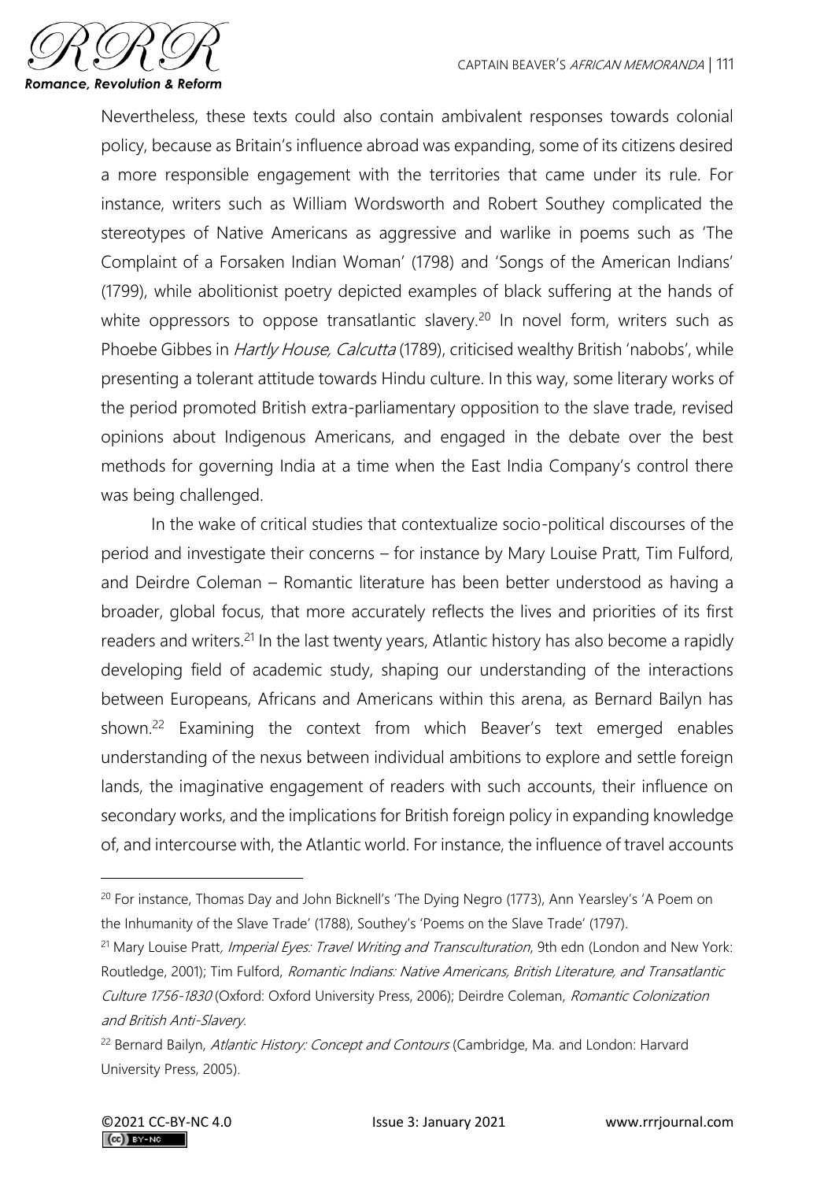Nevertheless, these texts could also contain ambivalent responses towards colonial policy, because as Britain's influence abroad was expanding, some of its citizens desired a more responsible engagement with the territories that came under its rule. For instance, writers such as William Wordsworth and Robert Southey complicated the stereotypes of Native Americans as aggressive and warlike in poems such as 'The Complaint of a Forsaken Indian Woman' (1798) and 'Songs of the American Indians' (1799), while abolitionist poetry depicted examples of black suffering at the hands of white oppressors to oppose transatlantic slavery.[20] In novel form, writers such as Phoebe Gibbes in *Hartly House, Calcutta* (1789), criticised wealthy British 'nabobs', while presenting a tolerant attitude towards Hindu culture. In this way, some literary works of the period promoted British extra-parliamentary opposition to the slave trade, revised opinions about Indigenous Americans, and engaged in the debate over the best methods for governing India at a time when the East India Company's control there was being challenged.

In the wake of critical studies that contextualize socio-political discourses of the period and investigate their concerns – for instance by Mary Louise Pratt, Tim Fulford, and Deirdre Coleman – Romantic literature has been better understood as having a broader, global focus, that more accurately reflects the lives and priorities of its first readers and writers.[21] In the last twenty years, Atlantic history has also become a rapidly developing field of academic study, shaping our understanding of the interactions between Europeans, Africans and Americans within this arena, as Bernard Bailyn has shown.[22] Examining the context from which Beaver's text emerged enables understanding of the nexus between individual ambitions to explore and settle foreign lands, the imaginative engagement of readers with such accounts, their influence on secondary works, and the implications for British foreign policy in expanding knowledge of, and intercourse with, the Atlantic world. For instance, the influence of travel accounts

---

[20] For instance, Thomas Day and John Bicknell's 'The Dying Negro (1773), Ann Yearsley's 'A Poem on the Inhumanity of the Slave Trade' (1788), Southey's 'Poems on the Slave Trade' (1797).

[21] Mary Louise Pratt, *Imperial Eyes: Travel Writing and Transculturation*, 9th edn (London and New York: Routledge, 2001); Tim Fulford, *Romantic Indians: Native Americans, British Literature, and Transatlantic Culture 1756-1830* (Oxford: Oxford University Press, 2006); Deirdre Coleman, *Romantic Colonization and British Anti-Slavery.*

[22] Bernard Bailyn, *Atlantic History: Concept and Contours* (Cambridge, Ma. and London: Harvard University Press, 2005).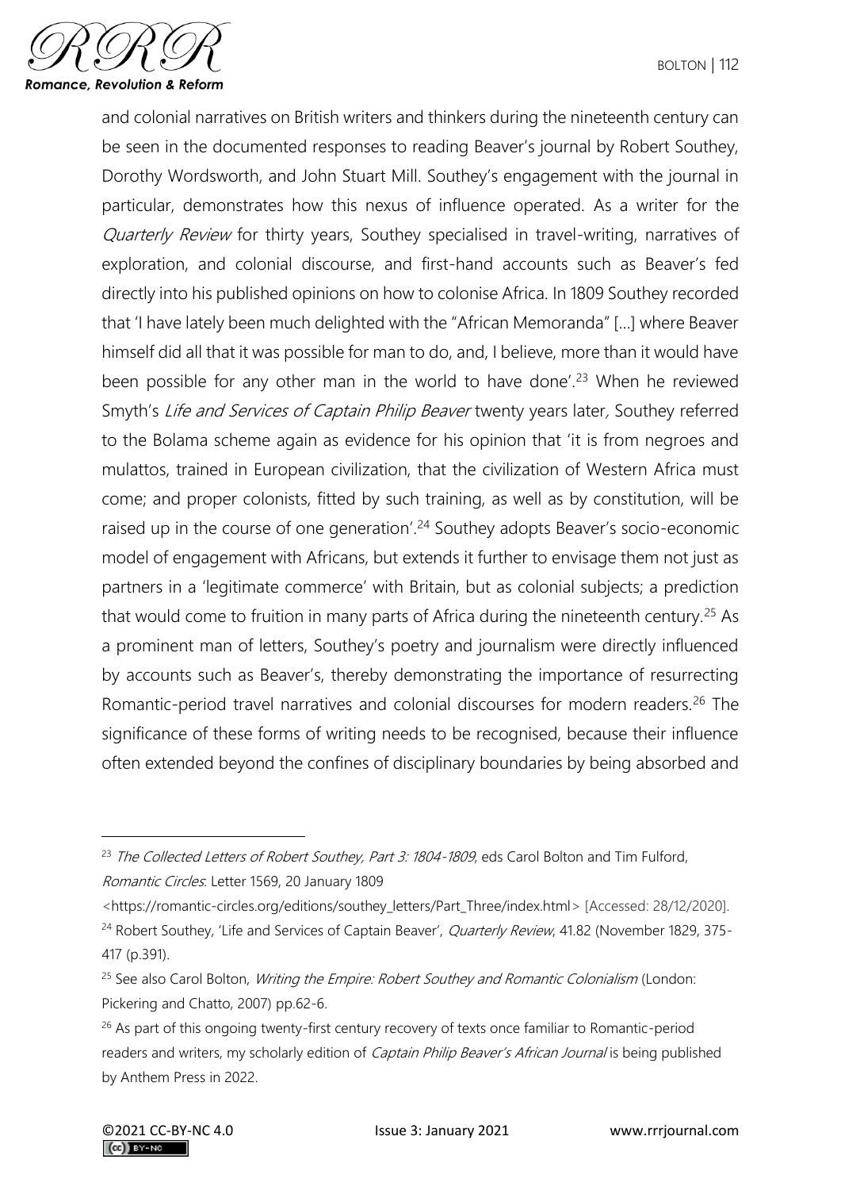and colonial narratives on British writers and thinkers during the nineteenth century can be seen in the documented responses to reading Beaver's journal by Robert Southey, Dorothy Wordsworth, and John Stuart Mill. Southey's engagement with the journal in particular, demonstrates how this nexus of influence operated. As a writer for the *Quarterly Review* for thirty years, Southey specialised in travel-writing, narratives of exploration, and colonial discourse, and first-hand accounts such as Beaver's fed directly into his published opinions on how to colonise Africa. In 1809 Southey recorded that 'I have lately been much delighted with the "African Memoranda" […] where Beaver himself did all that it was possible for man to do, and, I believe, more than it would have been possible for any other man in the world to have done'.[23] When he reviewed Smyth's *Life and Services of Captain Philip Beaver* twenty years later, Southey referred to the Bolama scheme again as evidence for his opinion that 'it is from negroes and mulattos, trained in European civilization, that the civilization of Western Africa must come; and proper colonists, fitted by such training, as well as by constitution, will be raised up in the course of one generation'.[24] Southey adopts Beaver's socio-economic model of engagement with Africans, but extends it further to envisage them not just as partners in a 'legitimate commerce' with Britain, but as colonial subjects; a prediction that would come to fruition in many parts of Africa during the nineteenth century.[25] As a prominent man of letters, Southey's poetry and journalism were directly influenced by accounts such as Beaver's, thereby demonstrating the importance of resurrecting Romantic-period travel narratives and colonial discourses for modern readers.[26] The significance of these forms of writing needs to be recognised, because their influence often extended beyond the confines of disciplinary boundaries by being absorbed and

---

[23] *The Collected Letters of Robert Southey, Part 3: 1804-1809*, eds Carol Bolton and Tim Fulford, *Romantic Circles*. Letter 1569, 20 January 1809 <https://romantic-circles.org/editions/southey_letters/Part_Three/index.html> [Accessed: 28/12/2020].

[24] Robert Southey, 'Life and Services of Captain Beaver', *Quarterly Review*, 41.82 (November 1829, 375-417 (p.391).

[25] See also Carol Bolton, *Writing the Empire: Robert Southey and Romantic Colonialism* (London: Pickering and Chatto, 2007) pp.62-6.

[26] As part of this ongoing twenty-first century recovery of texts once familiar to Romantic-period readers and writers, my scholarly edition of *Captain Philip Beaver's African Journal* is being published by Anthem Press in 2022.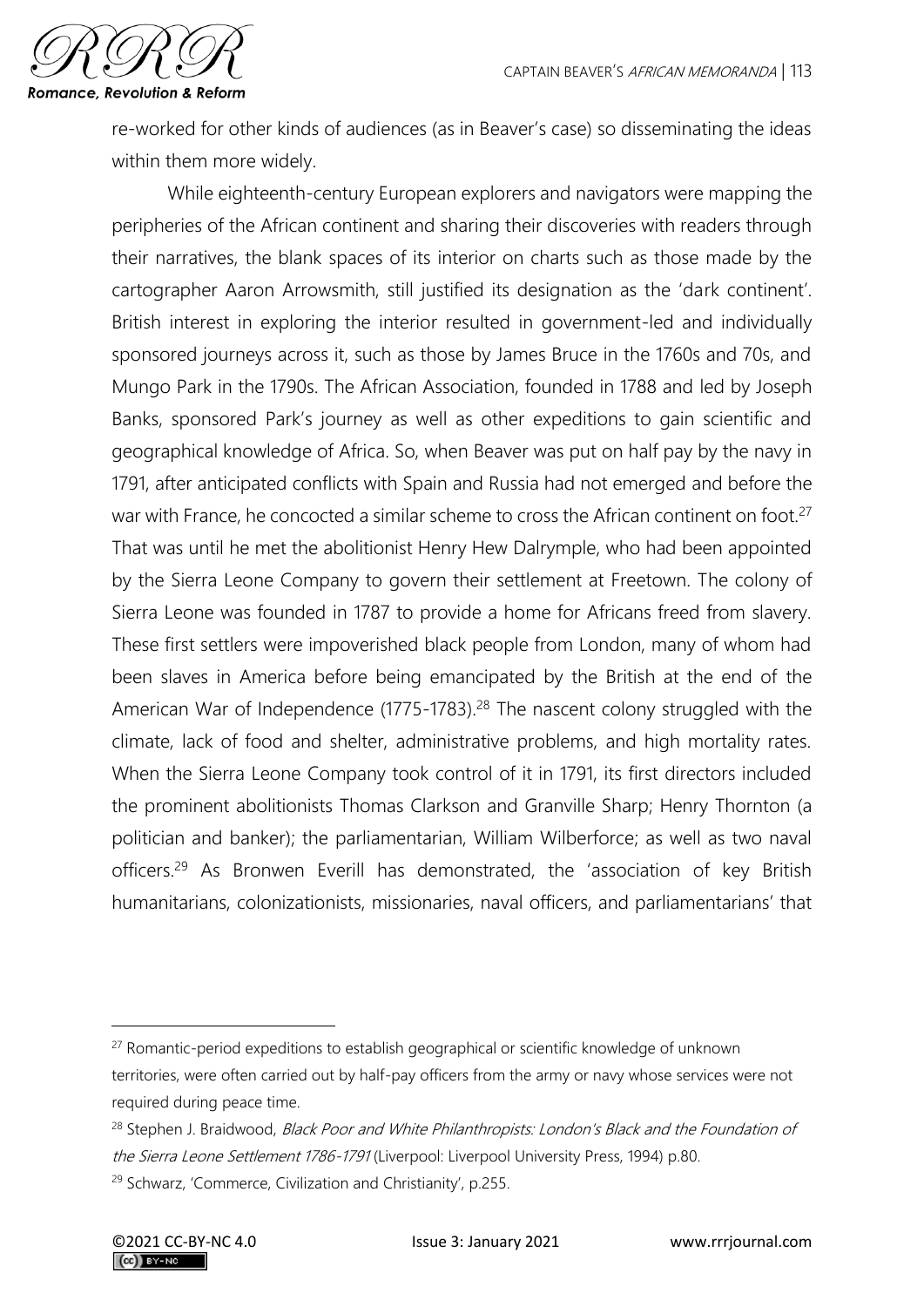re-worked for other kinds of audiences (as in Beaver's case) so disseminating the ideas within them more widely.

While eighteenth-century European explorers and navigators were mapping the peripheries of the African continent and sharing their discoveries with readers through their narratives, the blank spaces of its interior on charts such as those made by the cartographer Aaron Arrowsmith, still justified its designation as the 'dark continent'. British interest in exploring the interior resulted in government-led and individually sponsored journeys across it, such as those by James Bruce in the 1760s and 70s, and Mungo Park in the 1790s. The African Association, founded in 1788 and led by Joseph Banks, sponsored Park's journey as well as other expeditions to gain scientific and geographical knowledge of Africa. So, when Beaver was put on half pay by the navy in 1791, after anticipated conflicts with Spain and Russia had not emerged and before the war with France, he concocted a similar scheme to cross the African continent on foot.[27] That was until he met the abolitionist Henry Hew Dalrymple, who had been appointed by the Sierra Leone Company to govern their settlement at Freetown. The colony of Sierra Leone was founded in 1787 to provide a home for Africans freed from slavery. These first settlers were impoverished black people from London, many of whom had been slaves in America before being emancipated by the British at the end of the American War of Independence (1775-1783).[28] The nascent colony struggled with the climate, lack of food and shelter, administrative problems, and high mortality rates. When the Sierra Leone Company took control of it in 1791, its first directors included the prominent abolitionists Thomas Clarkson and Granville Sharp; Henry Thornton (a politician and banker); the parliamentarian, William Wilberforce; as well as two naval officers.[29] As Bronwen Everill has demonstrated, the 'association of key British humanitarians, colonizationists, missionaries, naval officers, and parliamentarians' that

---

[27] Romantic-period expeditions to establish geographical or scientific knowledge of unknown territories, were often carried out by half-pay officers from the army or navy whose services were not required during peace time.

[28] Stephen J. Braidwood, *Black Poor and White Philanthropists: London's Black and the Foundation of the Sierra Leone Settlement 1786-1791* (Liverpool: Liverpool University Press, 1994) p.80.

[29] Schwarz, 'Commerce, Civilization and Christianity', p.255.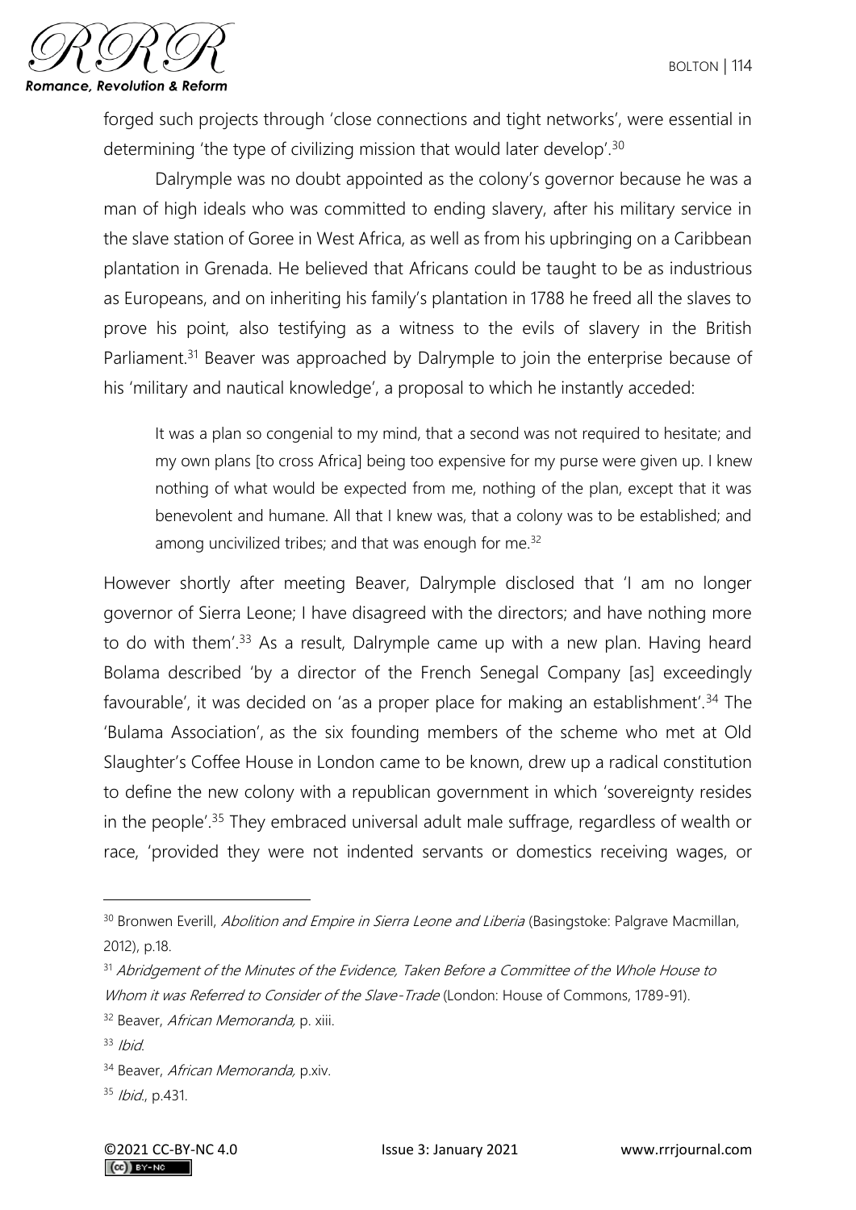forged such projects through 'close connections and tight networks', were essential in determining 'the type of civilizing mission that would later develop'.[30]

Dalrymple was no doubt appointed as the colony's governor because he was a man of high ideals who was committed to ending slavery, after his military service in the slave station of Goree in West Africa, as well as from his upbringing on a Caribbean plantation in Grenada. He believed that Africans could be taught to be as industrious as Europeans, and on inheriting his family's plantation in 1788 he freed all the slaves to prove his point, also testifying as a witness to the evils of slavery in the British Parliament.[31] Beaver was approached by Dalrymple to join the enterprise because of his 'military and nautical knowledge', a proposal to which he instantly acceded:

> It was a plan so congenial to my mind, that a second was not required to hesitate; and my own plans [to cross Africa] being too expensive for my purse were given up. I knew nothing of what would be expected from me, nothing of the plan, except that it was benevolent and humane. All that I knew was, that a colony was to be established; and among uncivilized tribes; and that was enough for me.[32]

However shortly after meeting Beaver, Dalrymple disclosed that 'I am no longer governor of Sierra Leone; I have disagreed with the directors; and have nothing more to do with them'.[33] As a result, Dalrymple came up with a new plan. Having heard Bolama described 'by a director of the French Senegal Company [as] exceedingly favourable', it was decided on 'as a proper place for making an establishment'.[34] The 'Bulama Association', as the six founding members of the scheme who met at Old Slaughter's Coffee House in London came to be known, drew up a radical constitution to define the new colony with a republican government in which 'sovereignty resides in the people'.[35] They embraced universal adult male suffrage, regardless of wealth or race, 'provided they were not indented servants or domestics receiving wages, or

---

[30] Bronwen Everill, *Abolition and Empire in Sierra Leone and Liberia* (Basingstoke: Palgrave Macmillan, 2012), p.18.

[31] *Abridgement of the Minutes of the Evidence, Taken Before a Committee of the Whole House to Whom it was Referred to Consider of the Slave-Trade* (London: House of Commons, 1789-91).

[32] Beaver, *African Memoranda,* p. xiii.

[33] *Ibid.*

[34] Beaver, *African Memoranda,* p.xiv.

[35] *Ibid.*, p.431.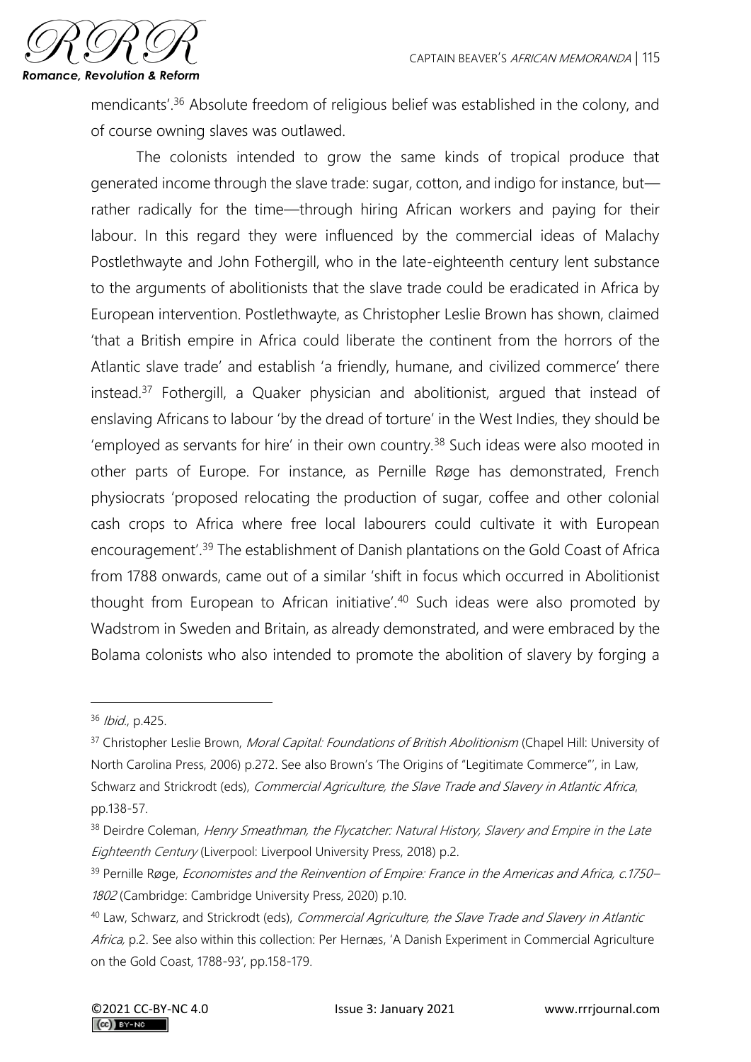mendicants'.[36] Absolute freedom of religious belief was established in the colony, and of course owning slaves was outlawed.

The colonists intended to grow the same kinds of tropical produce that generated income through the slave trade: sugar, cotton, and indigo for instance, but—rather radically for the time—through hiring African workers and paying for their labour. In this regard they were influenced by the commercial ideas of Malachy Postlethwayte and John Fothergill, who in the late-eighteenth century lent substance to the arguments of abolitionists that the slave trade could be eradicated in Africa by European intervention. Postlethwayte, as Christopher Leslie Brown has shown, claimed 'that a British empire in Africa could liberate the continent from the horrors of the Atlantic slave trade' and establish 'a friendly, humane, and civilized commerce' there instead.[37] Fothergill, a Quaker physician and abolitionist, argued that instead of enslaving Africans to labour 'by the dread of torture' in the West Indies, they should be 'employed as servants for hire' in their own country.[38] Such ideas were also mooted in other parts of Europe. For instance, as Pernille Røge has demonstrated, French physiocrats 'proposed relocating the production of sugar, coffee and other colonial cash crops to Africa where free local labourers could cultivate it with European encouragement'.[39] The establishment of Danish plantations on the Gold Coast of Africa from 1788 onwards, came out of a similar 'shift in focus which occurred in Abolitionist thought from European to African initiative'.[40] Such ideas were also promoted by Wadstrom in Sweden and Britain, as already demonstrated, and were embraced by the Bolama colonists who also intended to promote the abolition of slavery by forging a

---

[36] *Ibid.*, p.425.

[37] Christopher Leslie Brown, *Moral Capital: Foundations of British Abolitionism* (Chapel Hill: University of North Carolina Press, 2006) p.272. See also Brown's 'The Origins of "Legitimate Commerce"', in Law, Schwarz and Strickrodt (eds), *Commercial Agriculture, the Slave Trade and Slavery in Atlantic Africa*, pp.138-57.

[38] Deirdre Coleman, *Henry Smeathman, the Flycatcher: Natural History, Slavery and Empire in the Late Eighteenth Century* (Liverpool: Liverpool University Press, 2018) p.2.

[39] Pernille Røge, *Economistes and the Reinvention of Empire: France in the Americas and Africa, c.1750–1802* (Cambridge: Cambridge University Press, 2020) p.10.

[40] Law, Schwarz, and Strickrodt (eds), *Commercial Agriculture, the Slave Trade and Slavery in Atlantic Africa,* p.2. See also within this collection: Per Hernæs, 'A Danish Experiment in Commercial Agriculture on the Gold Coast, 1788-93', pp.158-179.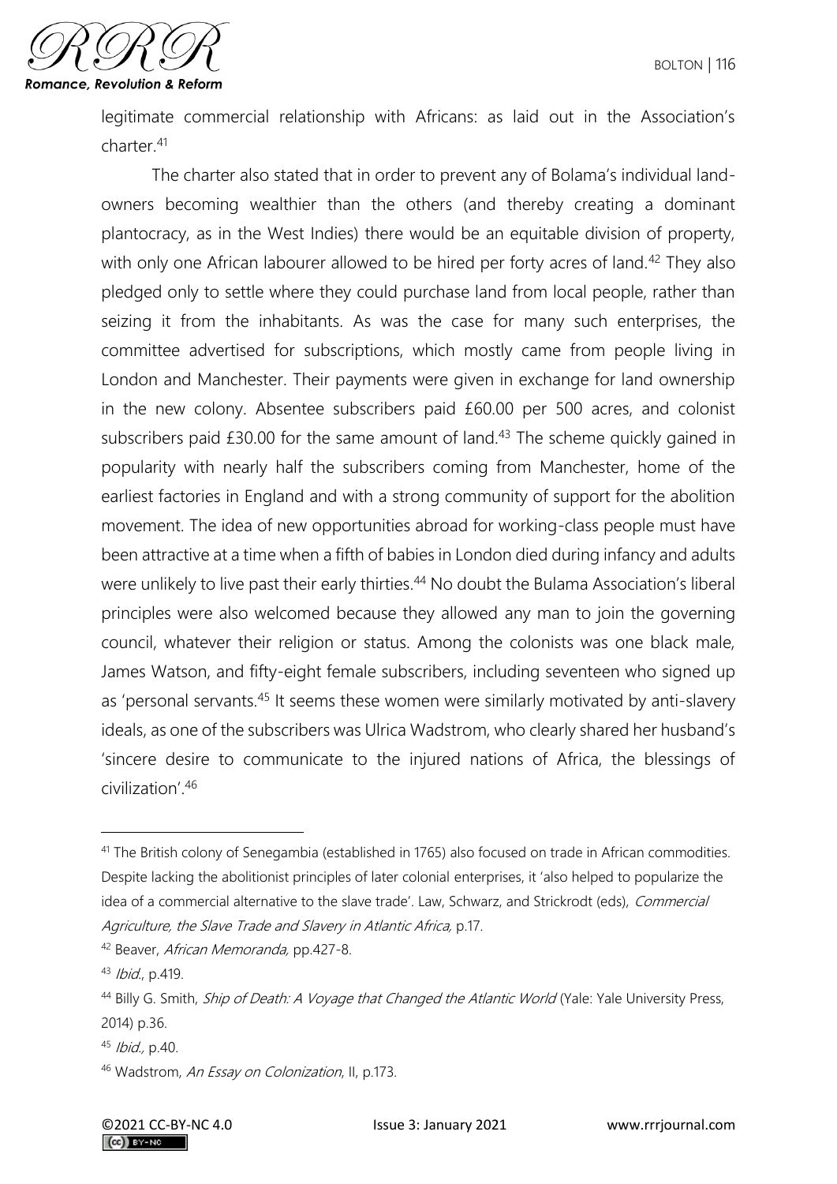legitimate commercial relationship with Africans: as laid out in the Association's charter.[41]

The charter also stated that in order to prevent any of Bolama's individual land-owners becoming wealthier than the others (and thereby creating a dominant plantocracy, as in the West Indies) there would be an equitable division of property, with only one African labourer allowed to be hired per forty acres of land.[42] They also pledged only to settle where they could purchase land from local people, rather than seizing it from the inhabitants. As was the case for many such enterprises, the committee advertised for subscriptions, which mostly came from people living in London and Manchester. Their payments were given in exchange for land ownership in the new colony. Absentee subscribers paid £60.00 per 500 acres, and colonist subscribers paid £30.00 for the same amount of land.[43] The scheme quickly gained in popularity with nearly half the subscribers coming from Manchester, home of the earliest factories in England and with a strong community of support for the abolition movement. The idea of new opportunities abroad for working-class people must have been attractive at a time when a fifth of babies in London died during infancy and adults were unlikely to live past their early thirties.[44] No doubt the Bulama Association's liberal principles were also welcomed because they allowed any man to join the governing council, whatever their religion or status. Among the colonists was one black male, James Watson, and fifty-eight female subscribers, including seventeen who signed up as 'personal servants.[45] It seems these women were similarly motivated by anti-slavery ideals, as one of the subscribers was Ulrica Wadstrom, who clearly shared her husband's 'sincere desire to communicate to the injured nations of Africa, the blessings of civilization'.[46]

---

[41] The British colony of Senegambia (established in 1765) also focused on trade in African commodities. Despite lacking the abolitionist principles of later colonial enterprises, it 'also helped to popularize the idea of a commercial alternative to the slave trade'. Law, Schwarz, and Strickrodt (eds), *Commercial Agriculture, the Slave Trade and Slavery in Atlantic Africa,* p.17.

[42] Beaver, *African Memoranda,* pp.427-8.

[43] *Ibid.*, p.419.

[44] Billy G. Smith, *Ship of Death: A Voyage that Changed the Atlantic World* (Yale: Yale University Press, 2014) p.36.

[45] *Ibid.,* p.40.

[46] Wadstrom, *An Essay on Colonization*, II, p.173.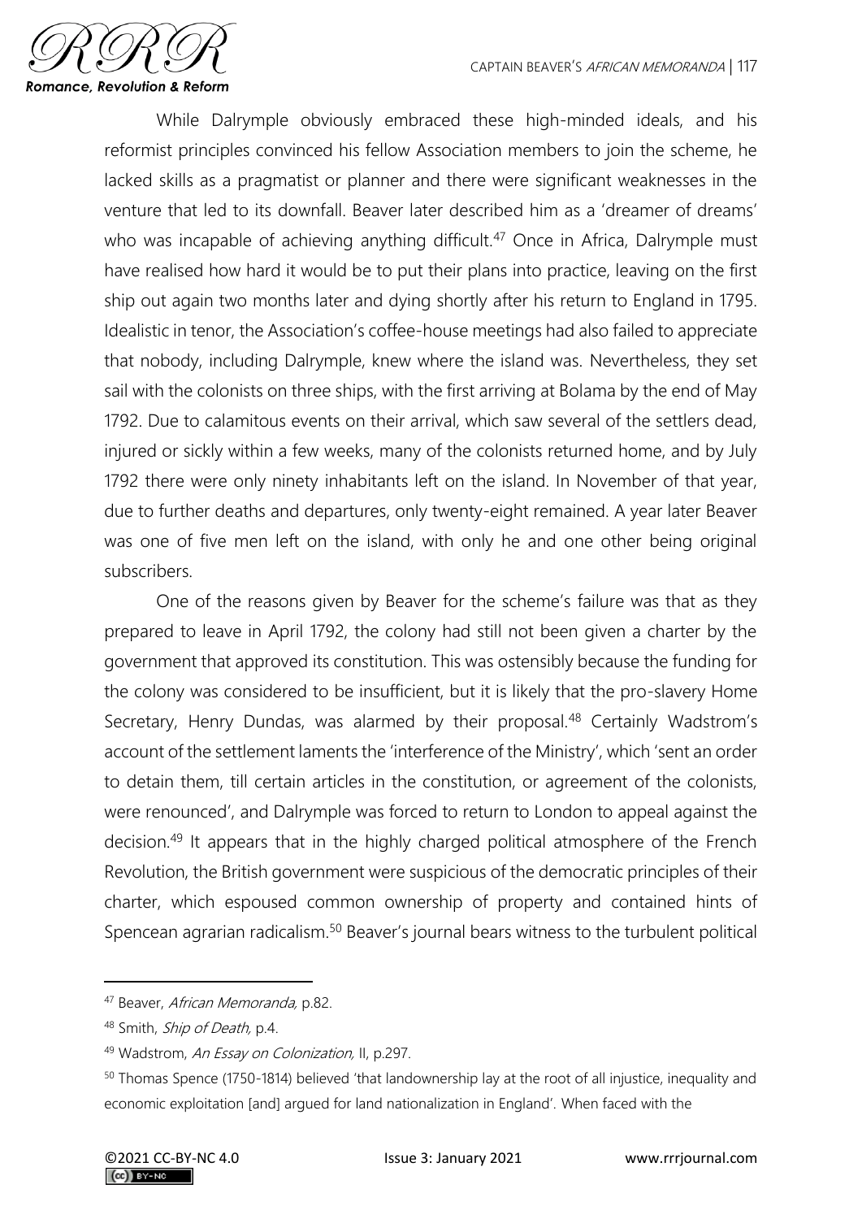While Dalrymple obviously embraced these high-minded ideals, and his reformist principles convinced his fellow Association members to join the scheme, he lacked skills as a pragmatist or planner and there were significant weaknesses in the venture that led to its downfall. Beaver later described him as a 'dreamer of dreams' who was incapable of achieving anything difficult.[47] Once in Africa, Dalrymple must have realised how hard it would be to put their plans into practice, leaving on the first ship out again two months later and dying shortly after his return to England in 1795. Idealistic in tenor, the Association's coffee-house meetings had also failed to appreciate that nobody, including Dalrymple, knew where the island was. Nevertheless, they set sail with the colonists on three ships, with the first arriving at Bolama by the end of May 1792. Due to calamitous events on their arrival, which saw several of the settlers dead, injured or sickly within a few weeks, many of the colonists returned home, and by July 1792 there were only ninety inhabitants left on the island. In November of that year, due to further deaths and departures, only twenty-eight remained. A year later Beaver was one of five men left on the island, with only he and one other being original subscribers.

One of the reasons given by Beaver for the scheme's failure was that as they prepared to leave in April 1792, the colony had still not been given a charter by the government that approved its constitution. This was ostensibly because the funding for the colony was considered to be insufficient, but it is likely that the pro-slavery Home Secretary, Henry Dundas, was alarmed by their proposal.[48] Certainly Wadstrom's account of the settlement laments the 'interference of the Ministry', which 'sent an order to detain them, till certain articles in the constitution, or agreement of the colonists, were renounced', and Dalrymple was forced to return to London to appeal against the decision.[49] It appears that in the highly charged political atmosphere of the French Revolution, the British government were suspicious of the democratic principles of their charter, which espoused common ownership of property and contained hints of Spencean agrarian radicalism.[50] Beaver's journal bears witness to the turbulent political

---

[47] Beaver, *African Memoranda,* p.82.

[48] Smith, *Ship of Death,* p.4.

[49] Wadstrom, *An Essay on Colonization,* II, p.297.

[50] Thomas Spence (1750-1814) believed 'that landownership lay at the root of all injustice, inequality and economic exploitation [and] argued for land nationalization in England'. When faced with the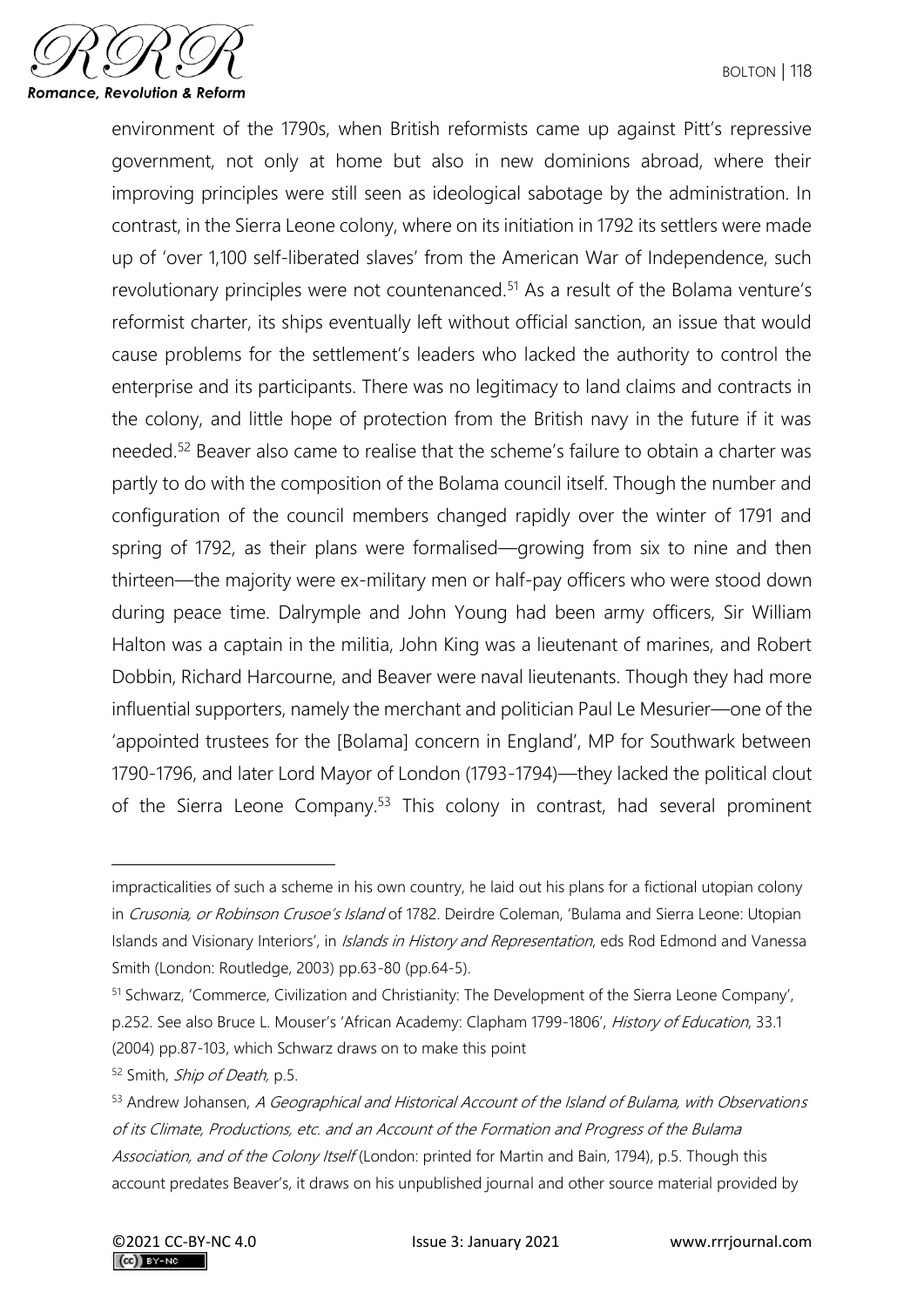environment of the 1790s, when British reformists came up against Pitt's repressive government, not only at home but also in new dominions abroad, where their improving principles were still seen as ideological sabotage by the administration. In contrast, in the Sierra Leone colony, where on its initiation in 1792 its settlers were made up of 'over 1,100 self-liberated slaves' from the American War of Independence, such revolutionary principles were not countenanced.[51] As a result of the Bolama venture's reformist charter, its ships eventually left without official sanction, an issue that would cause problems for the settlement's leaders who lacked the authority to control the enterprise and its participants. There was no legitimacy to land claims and contracts in the colony, and little hope of protection from the British navy in the future if it was needed.[52] Beaver also came to realise that the scheme's failure to obtain a charter was partly to do with the composition of the Bolama council itself. Though the number and configuration of the council members changed rapidly over the winter of 1791 and spring of 1792, as their plans were formalised—growing from six to nine and then thirteen—the majority were ex-military men or half-pay officers who were stood down during peace time. Dalrymple and John Young had been army officers, Sir William Halton was a captain in the militia, John King was a lieutenant of marines, and Robert Dobbin, Richard Harcourne, and Beaver were naval lieutenants. Though they had more influential supporters, namely the merchant and politician Paul Le Mesurier—one of the 'appointed trustees for the [Bolama] concern in England', MP for Southwark between 1790-1796, and later Lord Mayor of London (1793-1794)—they lacked the political clout of the Sierra Leone Company.[53] This colony in contrast, had several prominent

---

impracticalities of such a scheme in his own country, he laid out his plans for a fictional utopian colony in *Crusonia, or Robinson Crusoe's Island* of 1782. Deirdre Coleman, 'Bulama and Sierra Leone: Utopian Islands and Visionary Interiors', in *Islands in History and Representation*, eds Rod Edmond and Vanessa Smith (London: Routledge, 2003) pp.63-80 (pp.64-5).

[51] Schwarz, 'Commerce, Civilization and Christianity: The Development of the Sierra Leone Company', p.252. See also Bruce L. Mouser's 'African Academy: Clapham 1799-1806', *History of Education*, 33.1 (2004) pp.87-103, which Schwarz draws on to make this point

[52] Smith, *Ship of Death*, p.5.

[53] Andrew Johansen, *A Geographical and Historical Account of the Island of Bulama, with Observations of its Climate, Productions, etc. and an Account of the Formation and Progress of the Bulama Association, and of the Colony Itself* (London: printed for Martin and Bain, 1794), p.5. Though this account predates Beaver's, it draws on his unpublished journal and other source material provided by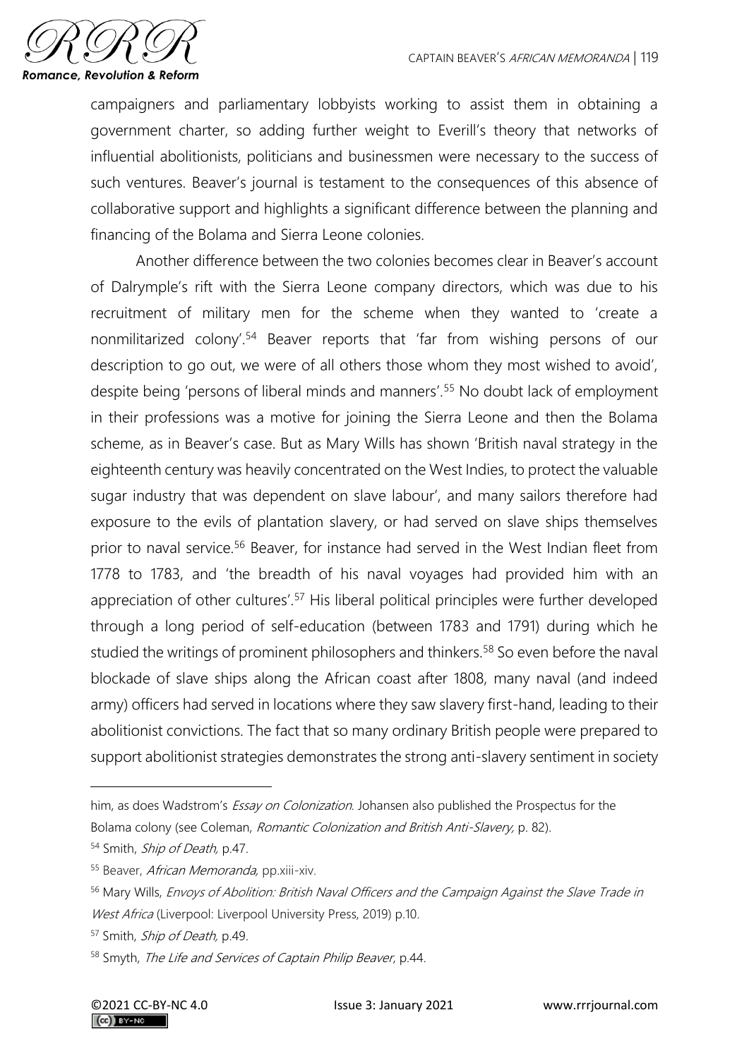campaigners and parliamentary lobbyists working to assist them in obtaining a government charter, so adding further weight to Everill's theory that networks of influential abolitionists, politicians and businessmen were necessary to the success of such ventures. Beaver's journal is testament to the consequences of this absence of collaborative support and highlights a significant difference between the planning and financing of the Bolama and Sierra Leone colonies.

Another difference between the two colonies becomes clear in Beaver's account of Dalrymple's rift with the Sierra Leone company directors, which was due to his recruitment of military men for the scheme when they wanted to 'create a nonmilitarized colony'.[54] Beaver reports that 'far from wishing persons of our description to go out, we were of all others those whom they most wished to avoid', despite being 'persons of liberal minds and manners'.[55] No doubt lack of employment in their professions was a motive for joining the Sierra Leone and then the Bolama scheme, as in Beaver's case. But as Mary Wills has shown 'British naval strategy in the eighteenth century was heavily concentrated on the West Indies, to protect the valuable sugar industry that was dependent on slave labour', and many sailors therefore had exposure to the evils of plantation slavery, or had served on slave ships themselves prior to naval service.[56] Beaver, for instance had served in the West Indian fleet from 1778 to 1783, and 'the breadth of his naval voyages had provided him with an appreciation of other cultures'.[57] His liberal political principles were further developed through a long period of self-education (between 1783 and 1791) during which he studied the writings of prominent philosophers and thinkers.[58] So even before the naval blockade of slave ships along the African coast after 1808, many naval (and indeed army) officers had served in locations where they saw slavery first-hand, leading to their abolitionist convictions. The fact that so many ordinary British people were prepared to support abolitionist strategies demonstrates the strong anti-slavery sentiment in society

---

him, as does Wadstrom's *Essay on Colonization*. Johansen also published the Prospectus for the Bolama colony (see Coleman, *Romantic Colonization and British Anti-Slavery,* p. 82).

[54] Smith, *Ship of Death,* p.47.

[55] Beaver, *African Memoranda,* pp.xiii-xiv.

[56] Mary Wills, *Envoys of Abolition: British Naval Officers and the Campaign Against the Slave Trade in West Africa* (Liverpool: Liverpool University Press, 2019) p.10.

[57] Smith, *Ship of Death,* p.49.

[58] Smyth, *The Life and Services of Captain Philip Beaver*, p.44.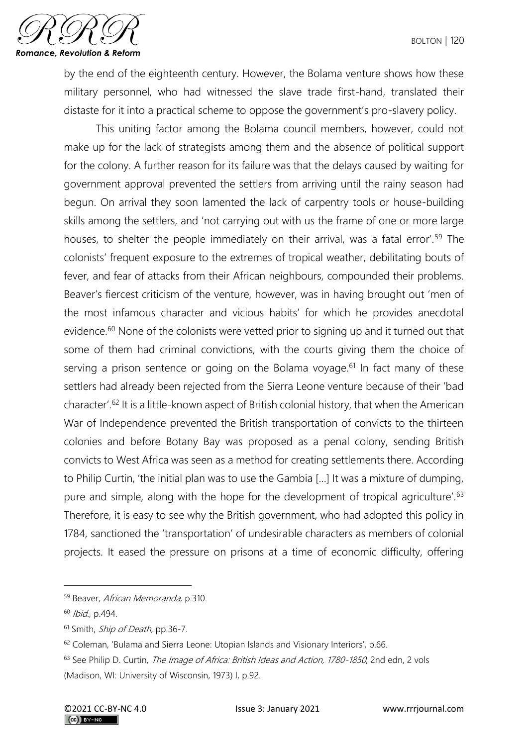by the end of the eighteenth century. However, the Bolama venture shows how these military personnel, who had witnessed the slave trade first-hand, translated their distaste for it into a practical scheme to oppose the government's pro-slavery policy.

This uniting factor among the Bolama council members, however, could not make up for the lack of strategists among them and the absence of political support for the colony. A further reason for its failure was that the delays caused by waiting for government approval prevented the settlers from arriving until the rainy season had begun. On arrival they soon lamented the lack of carpentry tools or house-building skills among the settlers, and 'not carrying out with us the frame of one or more large houses, to shelter the people immediately on their arrival, was a fatal error'.[59] The colonists' frequent exposure to the extremes of tropical weather, debilitating bouts of fever, and fear of attacks from their African neighbours, compounded their problems. Beaver's fiercest criticism of the venture, however, was in having brought out 'men of the most infamous character and vicious habits' for which he provides anecdotal evidence.[60] None of the colonists were vetted prior to signing up and it turned out that some of them had criminal convictions, with the courts giving them the choice of serving a prison sentence or going on the Bolama voyage.[61] In fact many of these settlers had already been rejected from the Sierra Leone venture because of their 'bad character'.[62] It is a little-known aspect of British colonial history, that when the American War of Independence prevented the British transportation of convicts to the thirteen colonies and before Botany Bay was proposed as a penal colony, sending British convicts to West Africa was seen as a method for creating settlements there. According to Philip Curtin, 'the initial plan was to use the Gambia [...] It was a mixture of dumping, pure and simple, along with the hope for the development of tropical agriculture'.[63] Therefore, it is easy to see why the British government, who had adopted this policy in 1784, sanctioned the 'transportation' of undesirable characters as members of colonial projects. It eased the pressure on prisons at a time of economic difficulty, offering

---

[59] Beaver, *African Memoranda*, p.310.

[60] *Ibid*., p.494.

[61] Smith, *Ship of Death*, pp.36-7.

[62] Coleman, 'Bulama and Sierra Leone: Utopian Islands and Visionary Interiors', p.66.

[63] See Philip D. Curtin, *The Image of Africa: British Ideas and Action, 1780-1850*, 2nd edn, 2 vols (Madison, WI: University of Wisconsin, 1973) I, p.92.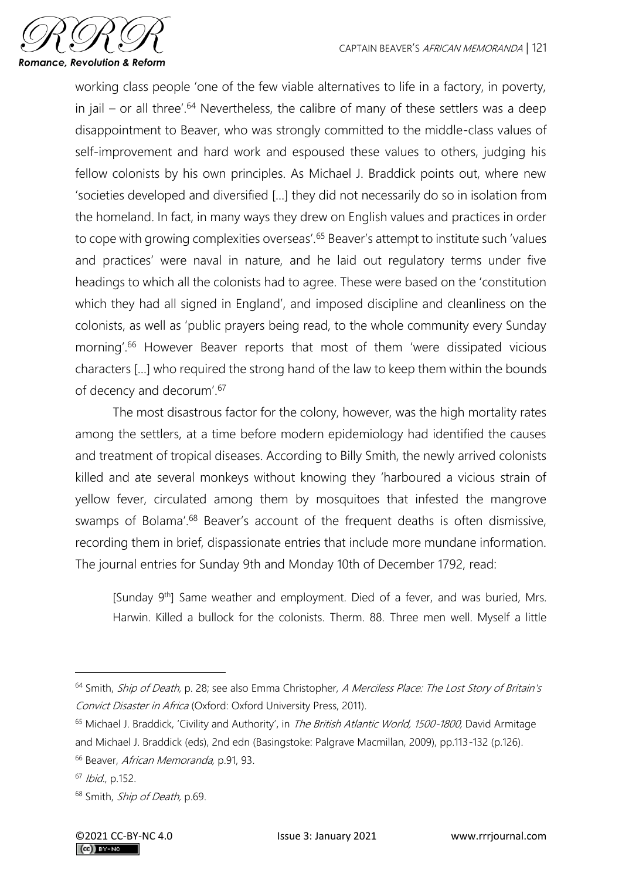working class people 'one of the few viable alternatives to life in a factory, in poverty, in jail – or all three'.[64] Nevertheless, the calibre of many of these settlers was a deep disappointment to Beaver, who was strongly committed to the middle-class values of self-improvement and hard work and espoused these values to others, judging his fellow colonists by his own principles. As Michael J. Braddick points out, where new 'societies developed and diversified [...] they did not necessarily do so in isolation from the homeland. In fact, in many ways they drew on English values and practices in order to cope with growing complexities overseas'.[65] Beaver's attempt to institute such 'values and practices' were naval in nature, and he laid out regulatory terms under five headings to which all the colonists had to agree. These were based on the 'constitution which they had all signed in England', and imposed discipline and cleanliness on the colonists, as well as 'public prayers being read, to the whole community every Sunday morning'.[66] However Beaver reports that most of them 'were dissipated vicious characters [...] who required the strong hand of the law to keep them within the bounds of decency and decorum'.[67]

The most disastrous factor for the colony, however, was the high mortality rates among the settlers, at a time before modern epidemiology had identified the causes and treatment of tropical diseases. According to Billy Smith, the newly arrived colonists killed and ate several monkeys without knowing they 'harboured a vicious strain of yellow fever, circulated among them by mosquitoes that infested the mangrove swamps of Bolama'.[68] Beaver's account of the frequent deaths is often dismissive, recording them in brief, dispassionate entries that include more mundane information. The journal entries for Sunday 9th and Monday 10th of December 1792, read:

> [Sunday 9th] Same weather and employment. Died of a fever, and was buried, Mrs. Harwin. Killed a bullock for the colonists. Therm. 88. Three men well. Myself a little

---

[64] Smith, *Ship of Death,* p. 28; see also Emma Christopher, *A Merciless Place: The Lost Story of Britain's Convict Disaster in Africa* (Oxford: Oxford University Press, 2011).

[65] Michael J. Braddick, 'Civility and Authority', in *The British Atlantic World, 1500-1800,* David Armitage and Michael J. Braddick (eds), 2nd edn (Basingstoke: Palgrave Macmillan, 2009), pp.113-132 (p.126).

[66] Beaver, *African Memoranda,* p.91, 93.

[67] *Ibid*., p.152.

[68] Smith, *Ship of Death,* p.69.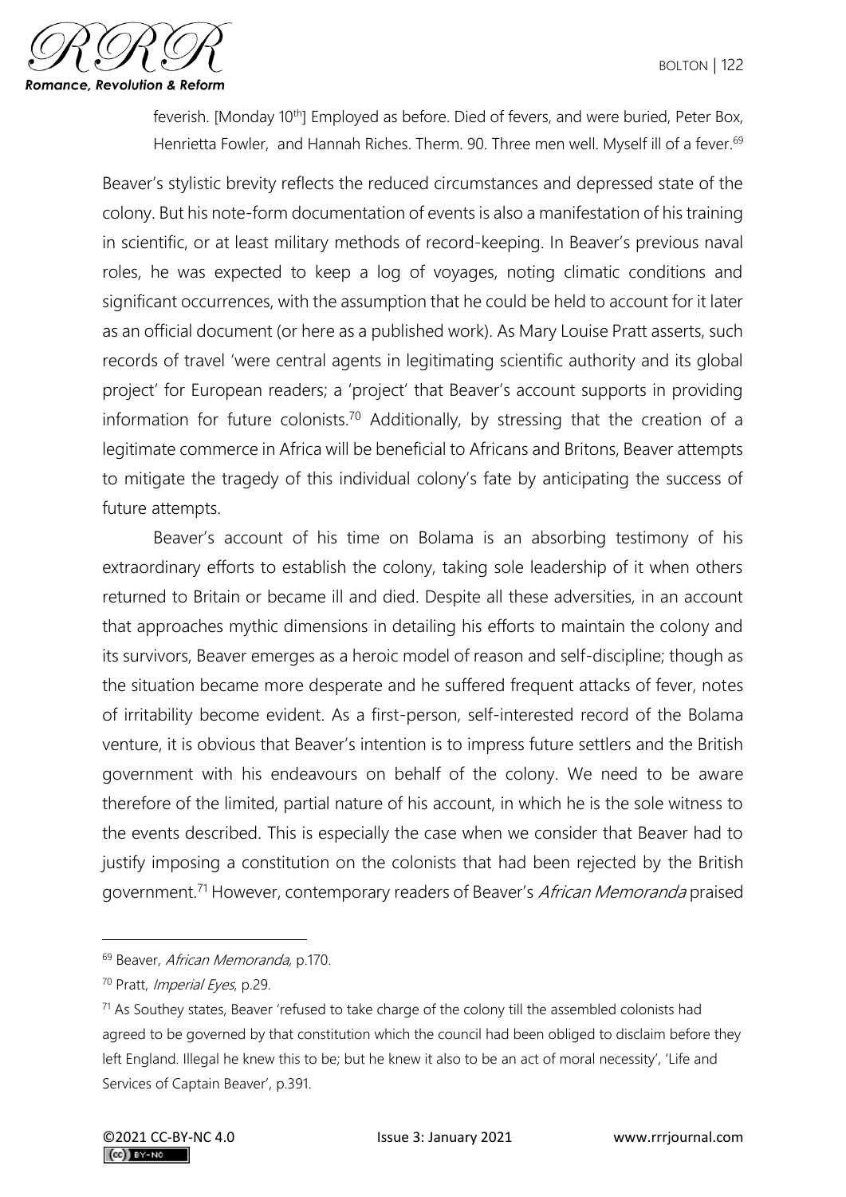feverish. [Monday 10th] Employed as before. Died of fevers, and were buried, Peter Box, Henrietta Fowler, and Hannah Riches. Therm. 90. Three men well. Myself ill of a fever.[69]

Beaver's stylistic brevity reflects the reduced circumstances and depressed state of the colony. But his note-form documentation of events is also a manifestation of his training in scientific, or at least military methods of record-keeping. In Beaver's previous naval roles, he was expected to keep a log of voyages, noting climatic conditions and significant occurrences, with the assumption that he could be held to account for it later as an official document (or here as a published work). As Mary Louise Pratt asserts, such records of travel 'were central agents in legitimating scientific authority and its global project' for European readers; a 'project' that Beaver's account supports in providing information for future colonists.[70] Additionally, by stressing that the creation of a legitimate commerce in Africa will be beneficial to Africans and Britons, Beaver attempts to mitigate the tragedy of this individual colony's fate by anticipating the success of future attempts.

Beaver's account of his time on Bolama is an absorbing testimony of his extraordinary efforts to establish the colony, taking sole leadership of it when others returned to Britain or became ill and died. Despite all these adversities, in an account that approaches mythic dimensions in detailing his efforts to maintain the colony and its survivors, Beaver emerges as a heroic model of reason and self-discipline; though as the situation became more desperate and he suffered frequent attacks of fever, notes of irritability become evident. As a first-person, self-interested record of the Bolama venture, it is obvious that Beaver's intention is to impress future settlers and the British government with his endeavours on behalf of the colony. We need to be aware therefore of the limited, partial nature of his account, in which he is the sole witness to the events described. This is especially the case when we consider that Beaver had to justify imposing a constitution on the colonists that had been rejected by the British government.[71] However, contemporary readers of Beaver's *African Memoranda* praised

---

[69] Beaver, *African Memoranda,* p.170.

[70] Pratt, *Imperial Eyes*, p.29.

[71] As Southey states, Beaver 'refused to take charge of the colony till the assembled colonists had agreed to be governed by that constitution which the council had been obliged to disclaim before they left England. Illegal he knew this to be; but he knew it also to be an act of moral necessity', 'Life and Services of Captain Beaver', p.391.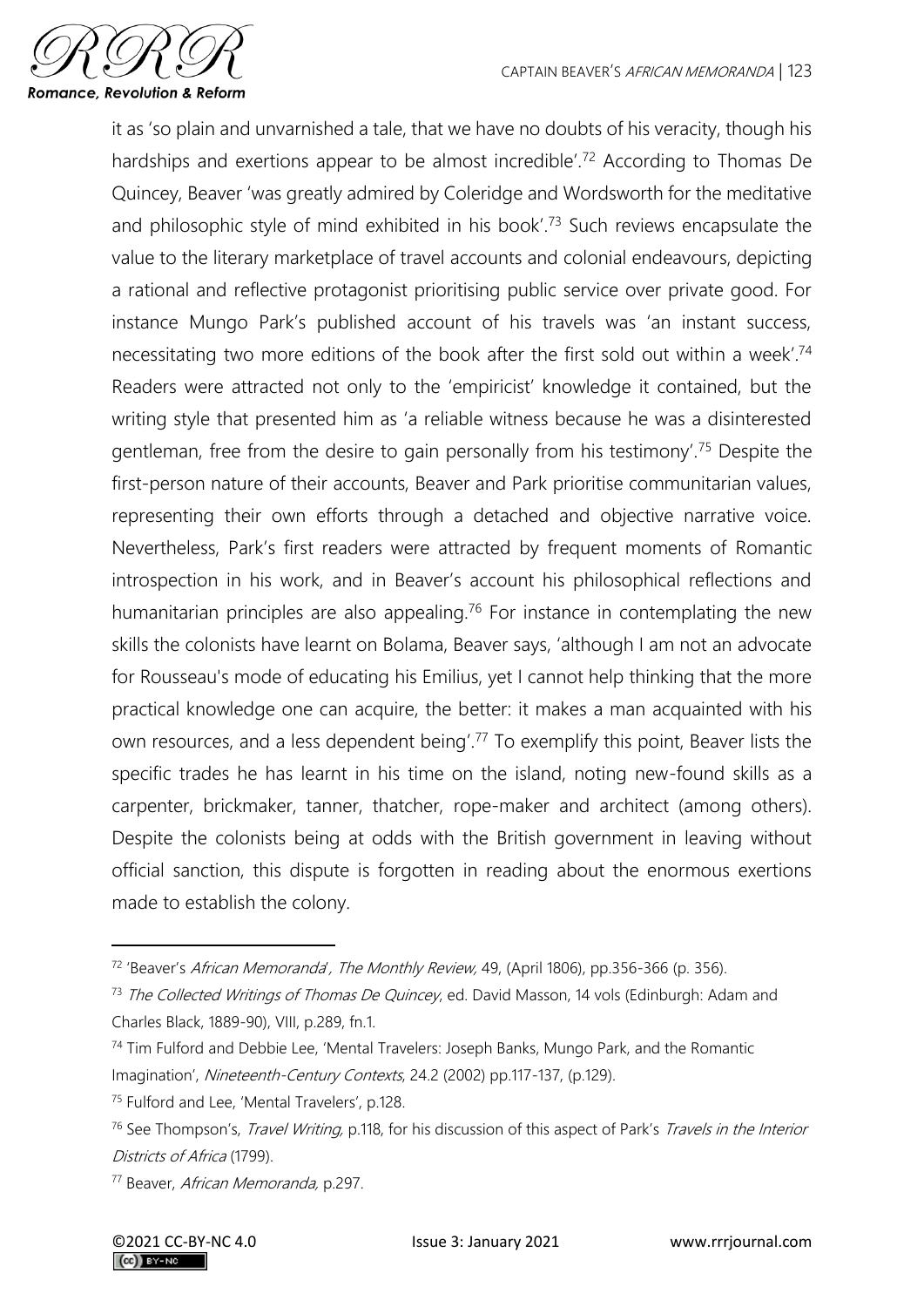it as 'so plain and unvarnished a tale, that we have no doubts of his veracity, though his hardships and exertions appear to be almost incredible'.[72] According to Thomas De Quincey, Beaver 'was greatly admired by Coleridge and Wordsworth for the meditative and philosophic style of mind exhibited in his book'.[73] Such reviews encapsulate the value to the literary marketplace of travel accounts and colonial endeavours, depicting a rational and reflective protagonist prioritising public service over private good. For instance Mungo Park's published account of his travels was 'an instant success, necessitating two more editions of the book after the first sold out within a week'.[74] Readers were attracted not only to the 'empiricist' knowledge it contained, but the writing style that presented him as 'a reliable witness because he was a disinterested gentleman, free from the desire to gain personally from his testimony'.[75] Despite the first-person nature of their accounts, Beaver and Park prioritise communitarian values, representing their own efforts through a detached and objective narrative voice. Nevertheless, Park's first readers were attracted by frequent moments of Romantic introspection in his work, and in Beaver's account his philosophical reflections and humanitarian principles are also appealing.[76] For instance in contemplating the new skills the colonists have learnt on Bolama, Beaver says, 'although I am not an advocate for Rousseau's mode of educating his Emilius, yet I cannot help thinking that the more practical knowledge one can acquire, the better: it makes a man acquainted with his own resources, and a less dependent being'.[77] To exemplify this point, Beaver lists the specific trades he has learnt in his time on the island, noting new-found skills as a carpenter, brickmaker, tanner, thatcher, rope-maker and architect (among others). Despite the colonists being at odds with the British government in leaving without official sanction, this dispute is forgotten in reading about the enormous exertions made to establish the colony.

---

[72] 'Beaver's *African Memoranda*', *The Monthly Review,* 49, (April 1806), pp.356-366 (p. 356).

[73] *The Collected Writings of Thomas De Quincey*, ed. David Masson, 14 vols (Edinburgh: Adam and Charles Black, 1889-90), VIII, p.289, fn.1.

[74] Tim Fulford and Debbie Lee, 'Mental Travelers: Joseph Banks, Mungo Park, and the Romantic Imagination', *Nineteenth-Century Contexts*, 24.2 (2002) pp.117-137, (p.129).

[75] Fulford and Lee, 'Mental Travelers', p.128.

[76] See Thompson's, *Travel Writing*, p.118, for his discussion of this aspect of Park's *Travels in the Interior Districts of Africa* (1799).

[77] Beaver, *African Memoranda,* p.297.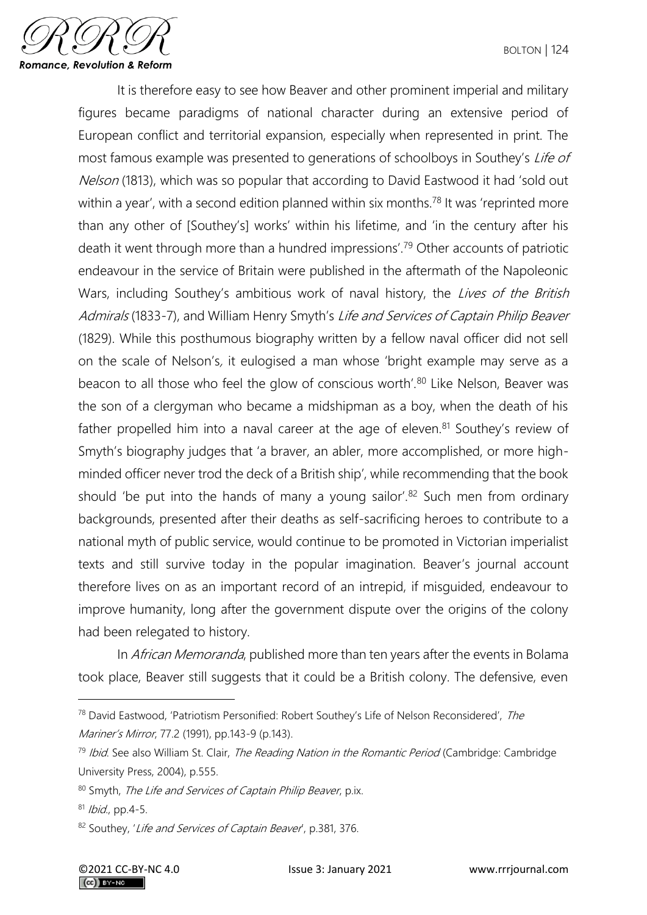It is therefore easy to see how Beaver and other prominent imperial and military figures became paradigms of national character during an extensive period of European conflict and territorial expansion, especially when represented in print. The most famous example was presented to generations of schoolboys in Southey's *Life of Nelson* (1813), which was so popular that according to David Eastwood it had 'sold out within a year', with a second edition planned within six months.[78] It was 'reprinted more than any other of [Southey's] works' within his lifetime, and 'in the century after his death it went through more than a hundred impressions'.[79] Other accounts of patriotic endeavour in the service of Britain were published in the aftermath of the Napoleonic Wars, including Southey's ambitious work of naval history, the *Lives of the British Admirals* (1833-7), and William Henry Smyth's *Life and Services of Captain Philip Beaver* (1829). While this posthumous biography written by a fellow naval officer did not sell on the scale of Nelson's, it eulogised a man whose 'bright example may serve as a beacon to all those who feel the glow of conscious worth'.[80] Like Nelson, Beaver was the son of a clergyman who became a midshipman as a boy, when the death of his father propelled him into a naval career at the age of eleven.[81] Southey's review of Smyth's biography judges that 'a braver, an abler, more accomplished, or more high-minded officer never trod the deck of a British ship', while recommending that the book should 'be put into the hands of many a young sailor'.[82] Such men from ordinary backgrounds, presented after their deaths as self-sacrificing heroes to contribute to a national myth of public service, would continue to be promoted in Victorian imperialist texts and still survive today in the popular imagination. Beaver's journal account therefore lives on as an important record of an intrepid, if misguided, endeavour to improve humanity, long after the government dispute over the origins of the colony had been relegated to history.

In *African Memoranda*, published more than ten years after the events in Bolama took place, Beaver still suggests that it could be a British colony. The defensive, even

---

[78] David Eastwood, 'Patriotism Personified: Robert Southey's Life of Nelson Reconsidered', *The Mariner's Mirror*, 77.2 (1991), pp.143-9 (p.143).

[79] *Ibid*. See also William St. Clair, *The Reading Nation in the Romantic Period* (Cambridge: Cambridge University Press, 2004), p.555.

[80] Smyth, *The Life and Services of Captain Philip Beaver*, p.ix.

[81] *Ibid*., pp.4-5.

[82] Southey, '*Life and Services of Captain Beaver*', p.381, 376.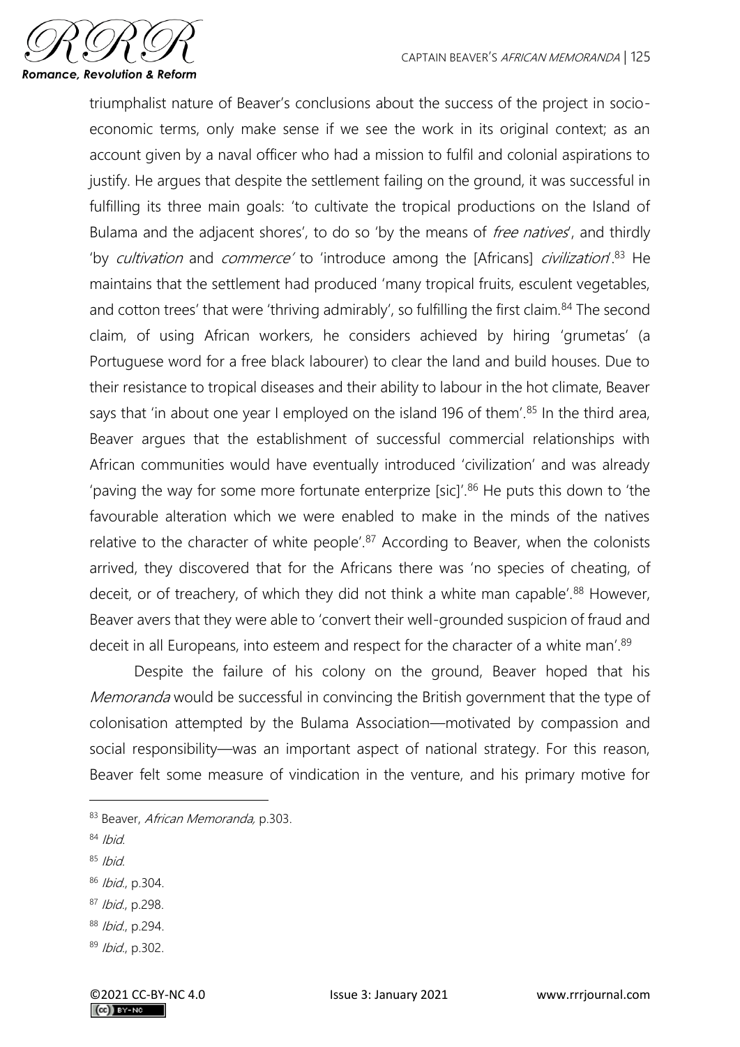triumphalist nature of Beaver's conclusions about the success of the project in socio-economic terms, only make sense if we see the work in its original context; as an account given by a naval officer who had a mission to fulfil and colonial aspirations to justify. He argues that despite the settlement failing on the ground, it was successful in fulfilling its three main goals: 'to cultivate the tropical productions on the Island of Bulama and the adjacent shores', to do so 'by the means of *free natives*', and thirdly 'by *cultivation* and *commerce*' to 'introduce among the [Africans] *civilization*'.[83] He maintains that the settlement had produced 'many tropical fruits, esculent vegetables, and cotton trees' that were 'thriving admirably', so fulfilling the first claim.[84] The second claim, of using African workers, he considers achieved by hiring 'grumetas' (a Portuguese word for a free black labourer) to clear the land and build houses. Due to their resistance to tropical diseases and their ability to labour in the hot climate, Beaver says that 'in about one year I employed on the island 196 of them'.[85] In the third area, Beaver argues that the establishment of successful commercial relationships with African communities would have eventually introduced 'civilization' and was already 'paving the way for some more fortunate enterprize [sic]'.[86] He puts this down to 'the favourable alteration which we were enabled to make in the minds of the natives relative to the character of white people'.[87] According to Beaver, when the colonists arrived, they discovered that for the Africans there was 'no species of cheating, of deceit, or of treachery, of which they did not think a white man capable'.[88] However, Beaver avers that they were able to 'convert their well-grounded suspicion of fraud and deceit in all Europeans, into esteem and respect for the character of a white man'.[89]

Despite the failure of his colony on the ground, Beaver hoped that his *Memoranda* would be successful in convincing the British government that the type of colonisation attempted by the Bulama Association—motivated by compassion and social responsibility—was an important aspect of national strategy. For this reason, Beaver felt some measure of vindication in the venture, and his primary motive for

---

[83] Beaver, *African Memoranda,* p.303.

[84] *Ibid.*

[85] *Ibid.*

[86] *Ibid.*, p.304.

[87] *Ibid.*, p.298.

[88] *Ibid.*, p.294.

[89] *Ibid.*, p.302.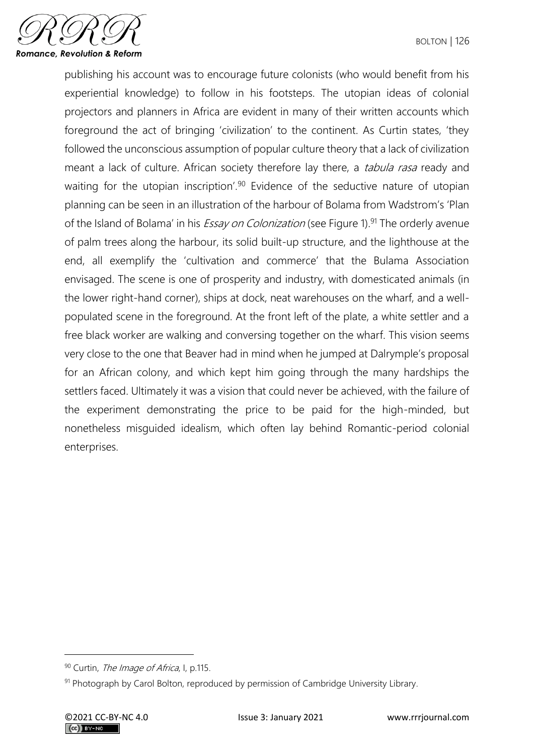publishing his account was to encourage future colonists (who would benefit from his experiential knowledge) to follow in his footsteps. The utopian ideas of colonial projectors and planners in Africa are evident in many of their written accounts which foreground the act of bringing 'civilization' to the continent. As Curtin states, 'they followed the unconscious assumption of popular culture theory that a lack of civilization meant a lack of culture. African society therefore lay there, a *tabula rasa* ready and waiting for the utopian inscription'.[90] Evidence of the seductive nature of utopian planning can be seen in an illustration of the harbour of Bolama from Wadstrom's 'Plan of the Island of Bolama' in his *Essay on Colonization* (see Figure 1).[91] The orderly avenue of palm trees along the harbour, its solid built-up structure, and the lighthouse at the end, all exemplify the 'cultivation and commerce' that the Bulama Association envisaged. The scene is one of prosperity and industry, with domesticated animals (in the lower right-hand corner), ships at dock, neat warehouses on the wharf, and a well-populated scene in the foreground. At the front left of the plate, a white settler and a free black worker are walking and conversing together on the wharf. This vision seems very close to the one that Beaver had in mind when he jumped at Dalrymple's proposal for an African colony, and which kept him going through the many hardships the settlers faced. Ultimately it was a vision that could never be achieved, with the failure of the experiment demonstrating the price to be paid for the high-minded, but nonetheless misguided idealism, which often lay behind Romantic-period colonial enterprises.

---

[90] Curtin, *The Image of Africa*, I, p.115.

[91] Photograph by Carol Bolton, reproduced by permission of Cambridge University Library.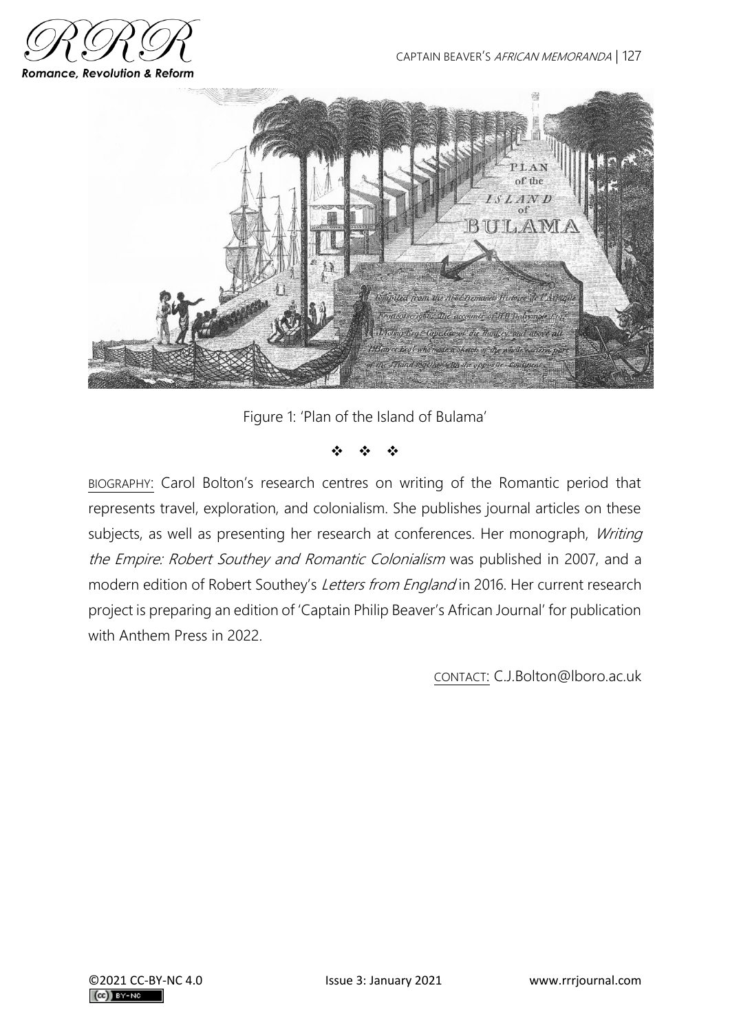Figure 1: 'Plan of the Island of Bulama'

❖ ❖ ❖

BIOGRAPHY: Carol Bolton's research centres on writing of the Romantic period that represents travel, exploration, and colonialism. She publishes journal articles on these subjects, as well as presenting her research at conferences. Her monograph, *Writing the Empire: Robert Southey and Romantic Colonialism* was published in 2007, and a modern edition of Robert Southey's *Letters from England* in 2016. Her current research project is preparing an edition of 'Captain Philip Beaver's African Journal' for publication with Anthem Press in 2022.

CONTACT: C.J.Bolton@lboro.ac.uk